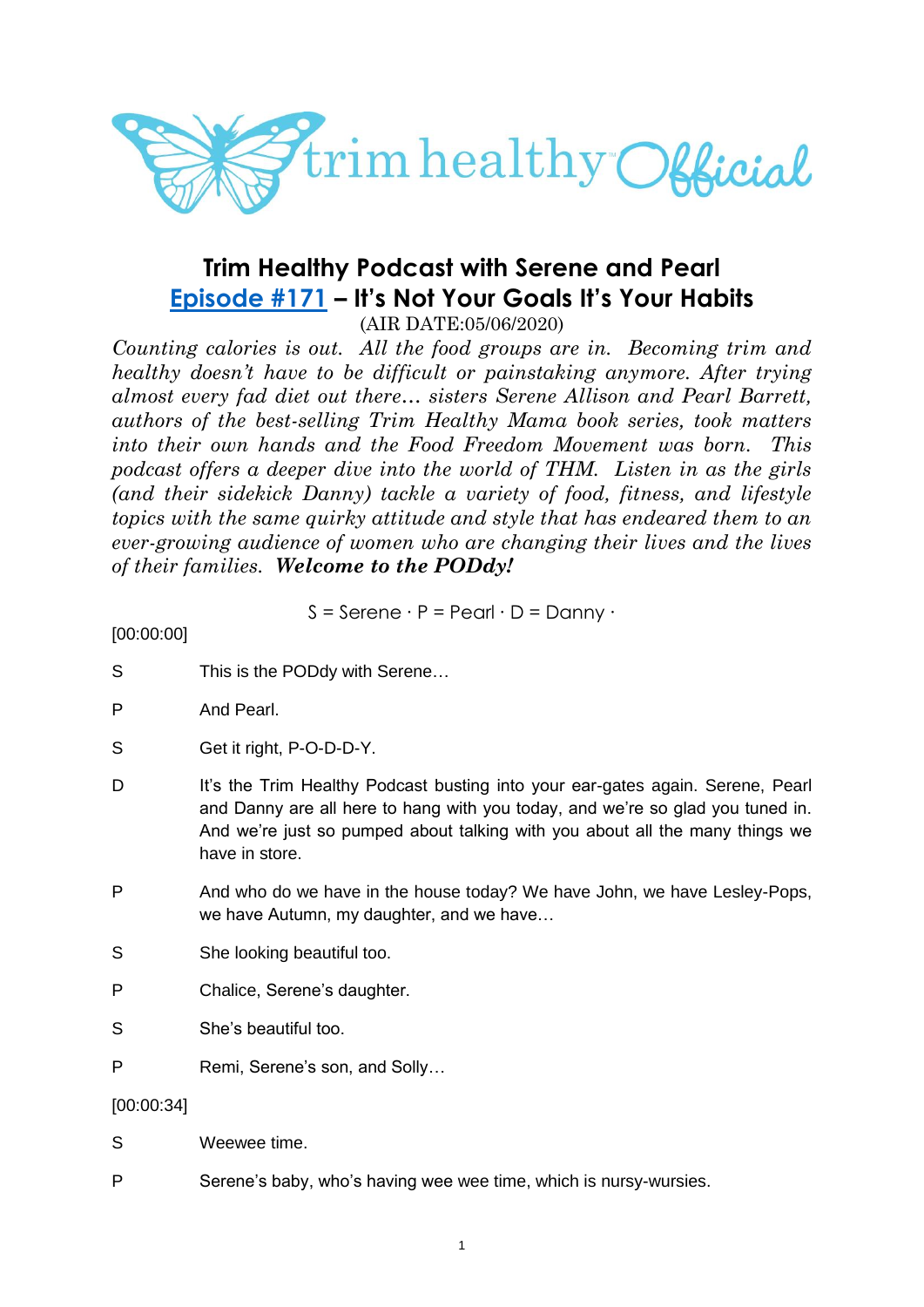# Trim Healthy Podcast with Serene and Pearl

## Episode #171 – It's Not Your Goals It's Your Habits

(AIR DATE:05/06/2020)

*Counting calories is out. All the food groups are in. Becoming trim and healthy doesn't have to be difficult or painstaking anymore. After trying almost every fad diet out there… sisters Serene Allison and Pearl Barrett, authors of the best-selling Trim Healthy Mama book series, took matters into their own hands and the Food Freedom Movement was born. This podcast offers a deeper dive into the world of THM. Listen in as the girls (and their sidekick Danny) tackle a variety of food, fitness, and lifestyle topics with the same quirky attitude and style that has endeared them to an ever-growing audience of women who are changing their lives and the lives of their families.* ***Welcome to the PODdy!***

S = Serene · P = Pearl · D = Danny ·

[00:00:00]

S This is the PODdy with Serene…

P And Pearl.

S Get it right, P-O-D-D-Y.

D It's the Trim Healthy Podcast busting into your ear-gates again. Serene, Pearl and Danny are all here to hang with you today, and we're so glad you tuned in. And we're just so pumped about talking with you about all the many things we have in store.

P And who do we have in the house today? We have John, we have Lesley-Pops, we have Autumn, my daughter, and we have…

S She looking beautiful too.

P Chalice, Serene's daughter.

S She's beautiful too.

P Remi, Serene's son, and Solly…

[00:00:34]

S Weewee time.

P Serene's baby, who's having wee wee time, which is nursy-wursies.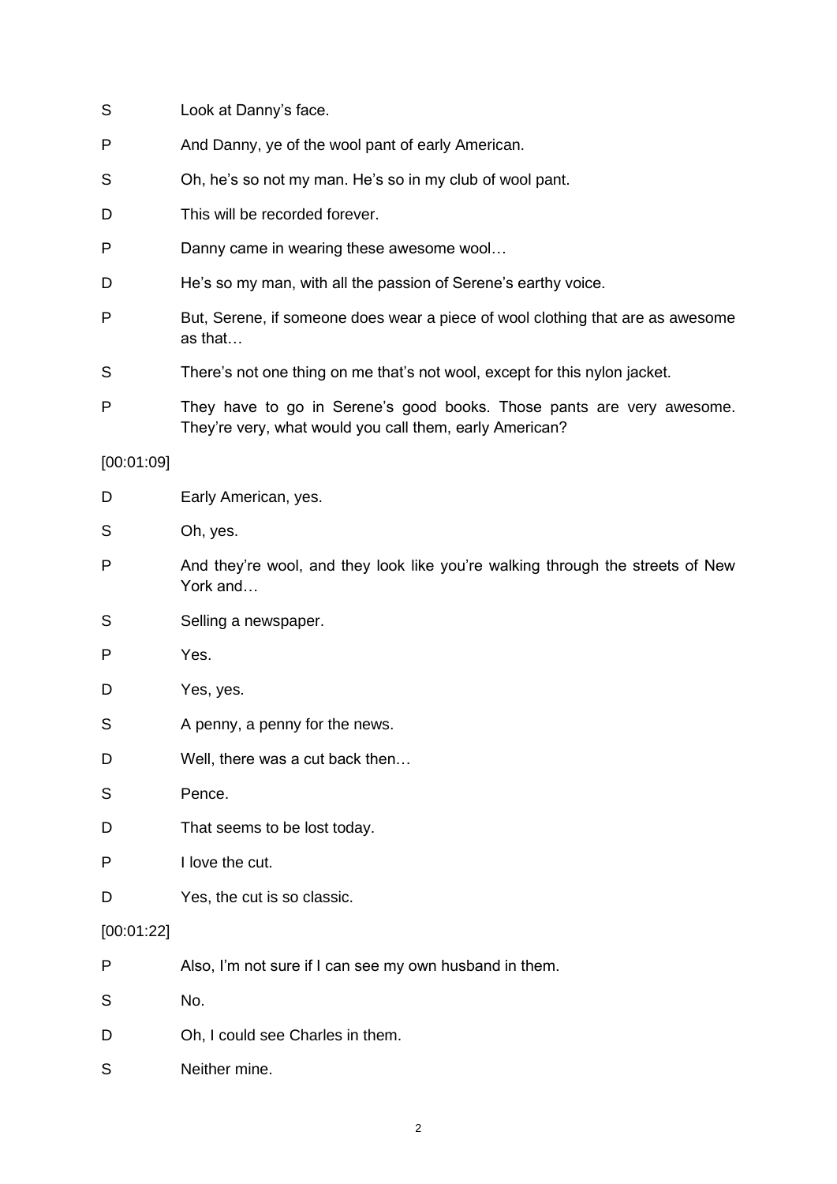S Look at Danny's face.

P And Danny, ye of the wool pant of early American.

S Oh, he's so not my man. He's so in my club of wool pant.

D This will be recorded forever.

P Danny came in wearing these awesome wool…

D He's so my man, with all the passion of Serene's earthy voice.

P But, Serene, if someone does wear a piece of wool clothing that are as awesome as that…

S There's not one thing on me that's not wool, except for this nylon jacket.

P They have to go in Serene's good books. Those pants are very awesome. They're very, what would you call them, early American?

[00:01:09]

D Early American, yes.

S Oh, yes.

P And they're wool, and they look like you're walking through the streets of New York and…

S Selling a newspaper.

P Yes.

D Yes, yes.

S A penny, a penny for the news.

D Well, there was a cut back then…

S Pence.

D That seems to be lost today.

P I love the cut.

D Yes, the cut is so classic.

[00:01:22]

P Also, I'm not sure if I can see my own husband in them.

S No.

D Oh, I could see Charles in them.

S Neither mine.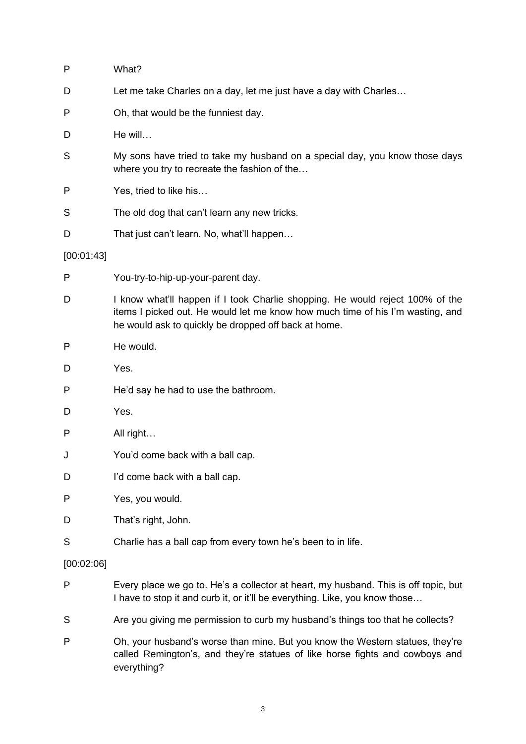P What?

D Let me take Charles on a day, let me just have a day with Charles…

P Oh, that would be the funniest day.

D He will…

S My sons have tried to take my husband on a special day, you know those days where you try to recreate the fashion of the…

P Yes, tried to like his…

S The old dog that can't learn any new tricks.

D That just can't learn. No, what'll happen…

[00:01:43]

P You-try-to-hip-up-your-parent day.

D I know what'll happen if I took Charlie shopping. He would reject 100% of the items I picked out. He would let me know how much time of his I'm wasting, and he would ask to quickly be dropped off back at home.

P He would.

D Yes.

P He'd say he had to use the bathroom.

D Yes.

P All right…

J You'd come back with a ball cap.

D I'd come back with a ball cap.

P Yes, you would.

D That's right, John.

S Charlie has a ball cap from every town he's been to in life.

[00:02:06]

P Every place we go to. He's a collector at heart, my husband. This is off topic, but I have to stop it and curb it, or it'll be everything. Like, you know those…

S Are you giving me permission to curb my husband's things too that he collects?

P Oh, your husband's worse than mine. But you know the Western statues, they're called Remington's, and they're statues of like horse fights and cowboys and everything?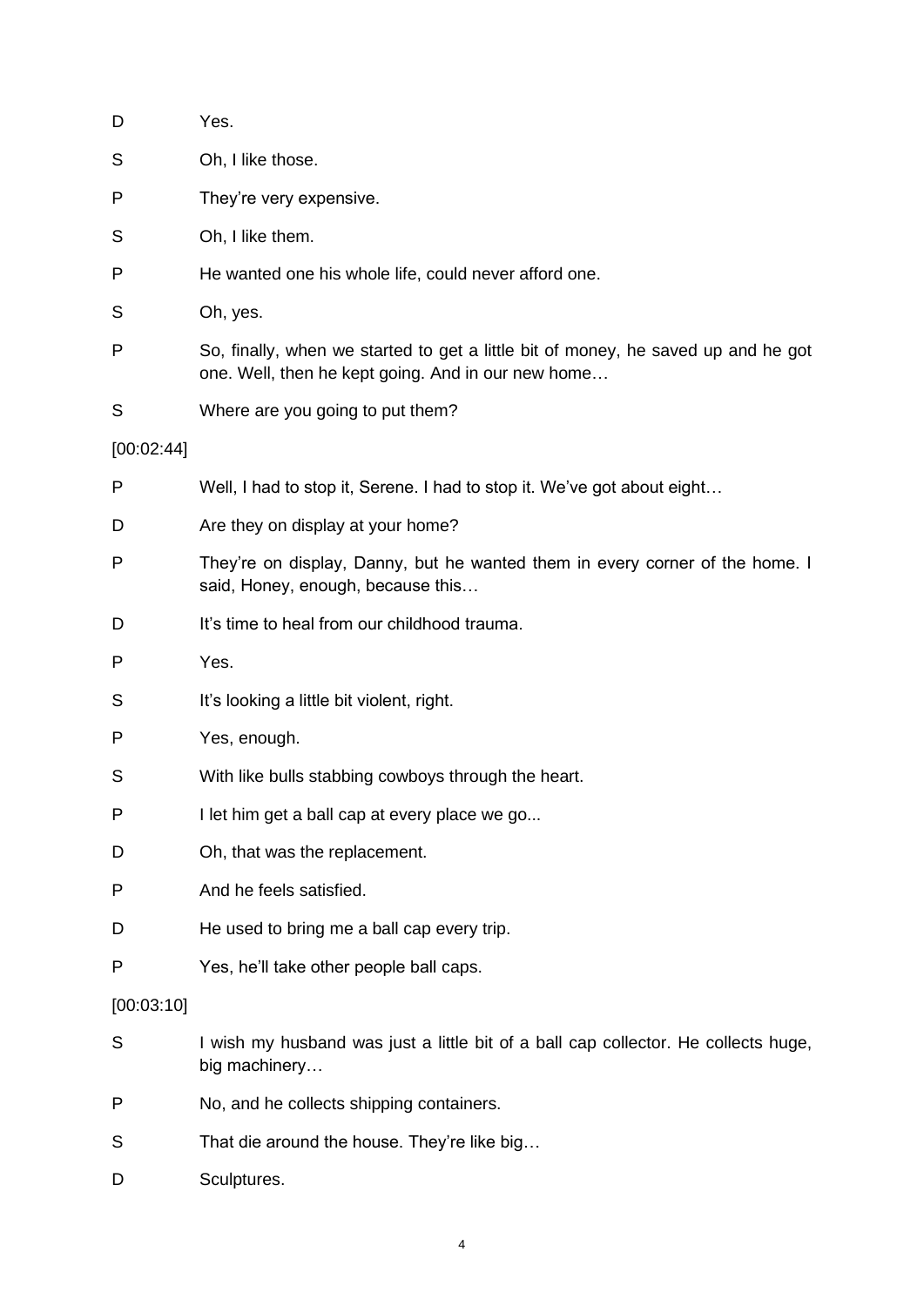D	Yes.

S	Oh, I like those.

P	They're very expensive.

S	Oh, I like them.

P	He wanted one his whole life, could never afford one.

S	Oh, yes.

P	So, finally, when we started to get a little bit of money, he saved up and he got one. Well, then he kept going. And in our new home…

S	Where are you going to put them?

[00:02:44]

P	Well, I had to stop it, Serene. I had to stop it. We've got about eight…

D	Are they on display at your home?

P	They're on display, Danny, but he wanted them in every corner of the home. I said, Honey, enough, because this…

D	It's time to heal from our childhood trauma.

P	Yes.

S	It's looking a little bit violent, right.

P	Yes, enough.

S	With like bulls stabbing cowboys through the heart.

P	I let him get a ball cap at every place we go...

D	Oh, that was the replacement.

P	And he feels satisfied.

D	He used to bring me a ball cap every trip.

P	Yes, he'll take other people ball caps.

[00:03:10]

S	I wish my husband was just a little bit of a ball cap collector. He collects huge, big machinery…

P	No, and he collects shipping containers.

S	That die around the house. They're like big…

D	Sculptures.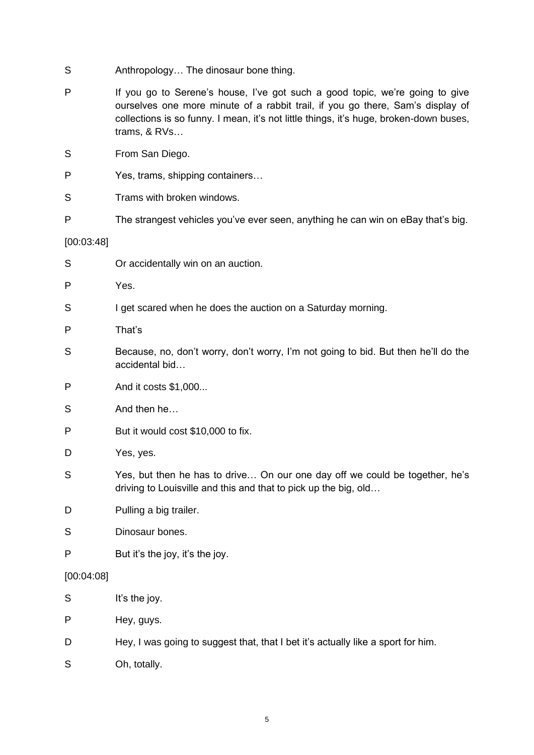S Anthropology… The dinosaur bone thing.

P If you go to Serene's house, I've got such a good topic, we're going to give ourselves one more minute of a rabbit trail, if you go there, Sam's display of collections is so funny. I mean, it's not little things, it's huge, broken-down buses, trams, & RVs…

S From San Diego.

P Yes, trams, shipping containers…

S Trams with broken windows.

P The strangest vehicles you've ever seen, anything he can win on eBay that's big.

[00:03:48]

S Or accidentally win on an auction.

P Yes.

S I get scared when he does the auction on a Saturday morning.

P That's

S Because, no, don't worry, don't worry, I'm not going to bid. But then he'll do the accidental bid…

P And it costs $1,000...

S And then he…

P But it would cost $10,000 to fix.

D Yes, yes.

S Yes, but then he has to drive… On our one day off we could be together, he's driving to Louisville and this and that to pick up the big, old…

D Pulling a big trailer.

S Dinosaur bones.

P But it's the joy, it's the joy.

[00:04:08]

S It's the joy.

P Hey, guys.

D Hey, I was going to suggest that, that I bet it's actually like a sport for him.

S Oh, totally.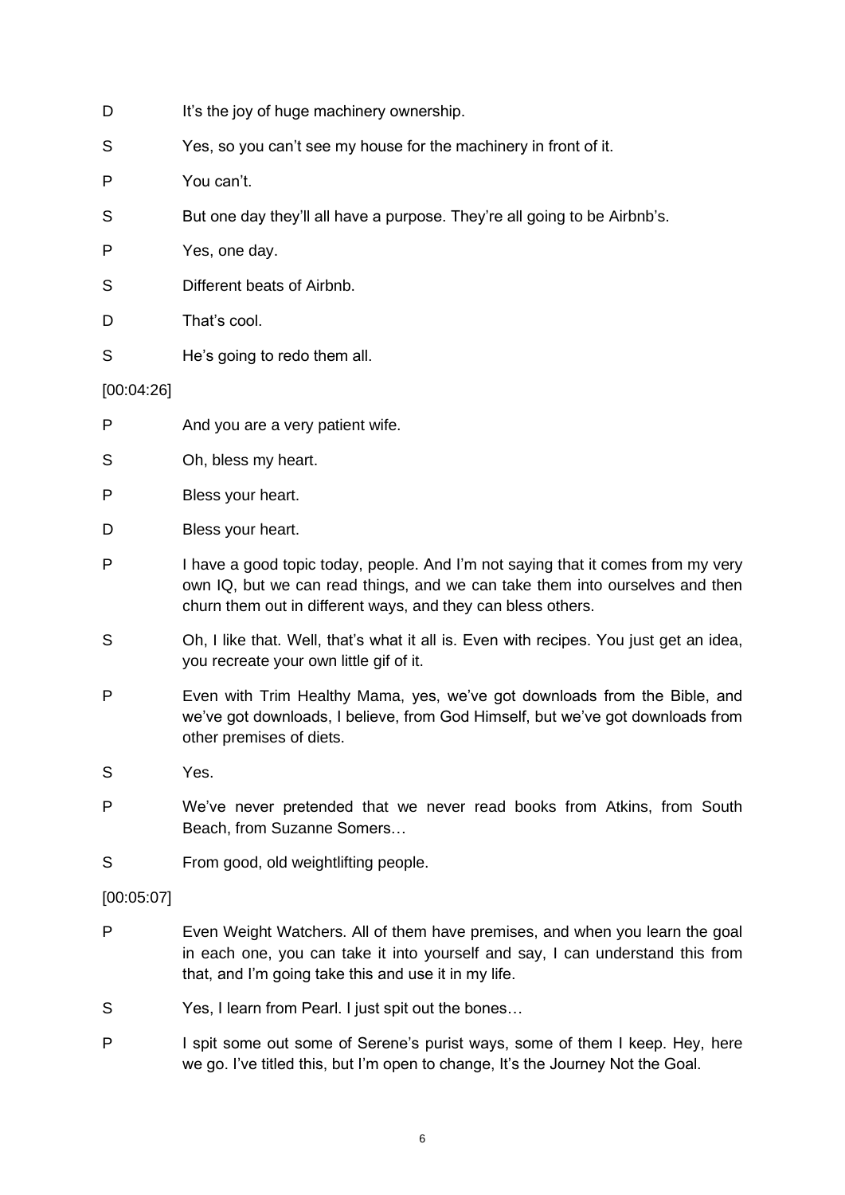D It's the joy of huge machinery ownership.

S Yes, so you can't see my house for the machinery in front of it.

P You can't.

S But one day they'll all have a purpose. They're all going to be Airbnb's.

P Yes, one day.

S Different beats of Airbnb.

D That's cool.

S He's going to redo them all.

[00:04:26]

P And you are a very patient wife.

S Oh, bless my heart.

P Bless your heart.

D Bless your heart.

P I have a good topic today, people. And I'm not saying that it comes from my very own IQ, but we can read things, and we can take them into ourselves and then churn them out in different ways, and they can bless others.

S Oh, I like that. Well, that's what it all is. Even with recipes. You just get an idea, you recreate your own little gif of it.

P Even with Trim Healthy Mama, yes, we've got downloads from the Bible, and we've got downloads, I believe, from God Himself, but we've got downloads from other premises of diets.

S Yes.

P We've never pretended that we never read books from Atkins, from South Beach, from Suzanne Somers…

S From good, old weightlifting people.

[00:05:07]

P Even Weight Watchers. All of them have premises, and when you learn the goal in each one, you can take it into yourself and say, I can understand this from that, and I'm going take this and use it in my life.

S Yes, I learn from Pearl. I just spit out the bones…

P I spit some out some of Serene's purist ways, some of them I keep. Hey, here we go. I've titled this, but I'm open to change, It's the Journey Not the Goal.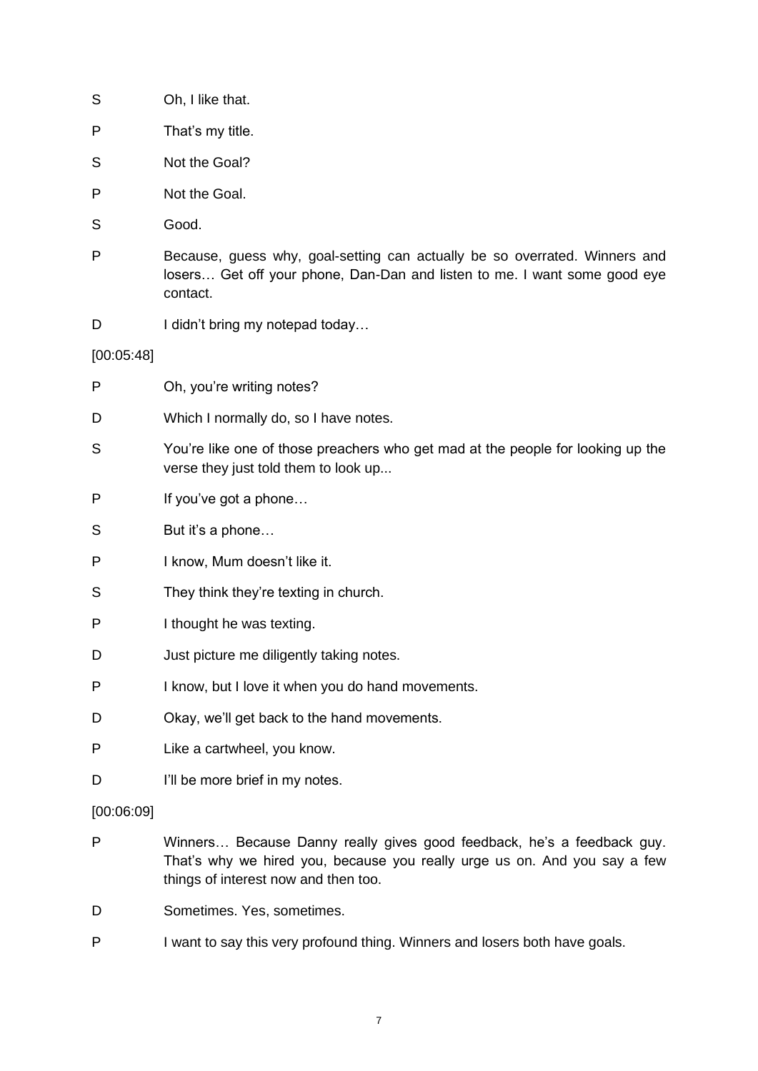S Oh, I like that.

P That's my title.

S Not the Goal?

P Not the Goal.

S Good.

P Because, guess why, goal-setting can actually be so overrated. Winners and losers… Get off your phone, Dan-Dan and listen to me. I want some good eye contact.

D I didn't bring my notepad today…

[00:05:48]

P Oh, you're writing notes?

D Which I normally do, so I have notes.

S You're like one of those preachers who get mad at the people for looking up the verse they just told them to look up...

P If you've got a phone…

S But it's a phone…

P I know, Mum doesn't like it.

S They think they're texting in church.

P I thought he was texting.

D Just picture me diligently taking notes.

P I know, but I love it when you do hand movements.

D Okay, we'll get back to the hand movements.

P Like a cartwheel, you know.

D I'll be more brief in my notes.

[00:06:09]

P Winners… Because Danny really gives good feedback, he's a feedback guy. That's why we hired you, because you really urge us on. And you say a few things of interest now and then too.

D Sometimes. Yes, sometimes.

P I want to say this very profound thing. Winners and losers both have goals.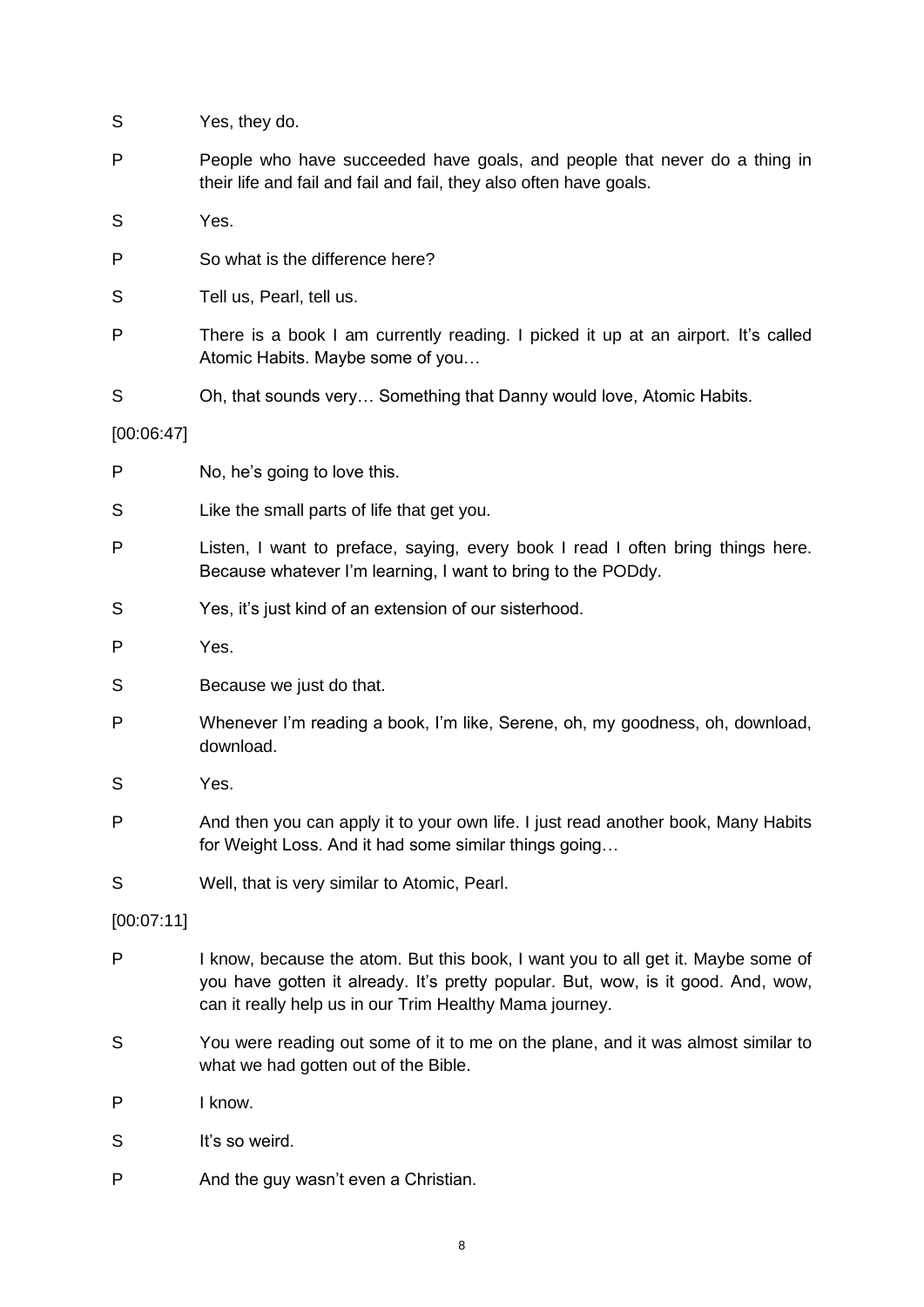S Yes, they do.

P People who have succeeded have goals, and people that never do a thing in their life and fail and fail and fail, they also often have goals.

S Yes.

P So what is the difference here?

S Tell us, Pearl, tell us.

P There is a book I am currently reading. I picked it up at an airport. It's called Atomic Habits. Maybe some of you…

S Oh, that sounds very… Something that Danny would love, Atomic Habits.

[00:06:47]

P No, he's going to love this.

S Like the small parts of life that get you.

P Listen, I want to preface, saying, every book I read I often bring things here. Because whatever I'm learning, I want to bring to the PODdy.

S Yes, it's just kind of an extension of our sisterhood.

P Yes.

S Because we just do that.

P Whenever I'm reading a book, I'm like, Serene, oh, my goodness, oh, download, download.

S Yes.

P And then you can apply it to your own life. I just read another book, Many Habits for Weight Loss. And it had some similar things going…

S Well, that is very similar to Atomic, Pearl.

[00:07:11]

P I know, because the atom. But this book, I want you to all get it. Maybe some of you have gotten it already. It's pretty popular. But, wow, is it good. And, wow, can it really help us in our Trim Healthy Mama journey.

S You were reading out some of it to me on the plane, and it was almost similar to what we had gotten out of the Bible.

P I know.

S It's so weird.

P And the guy wasn't even a Christian.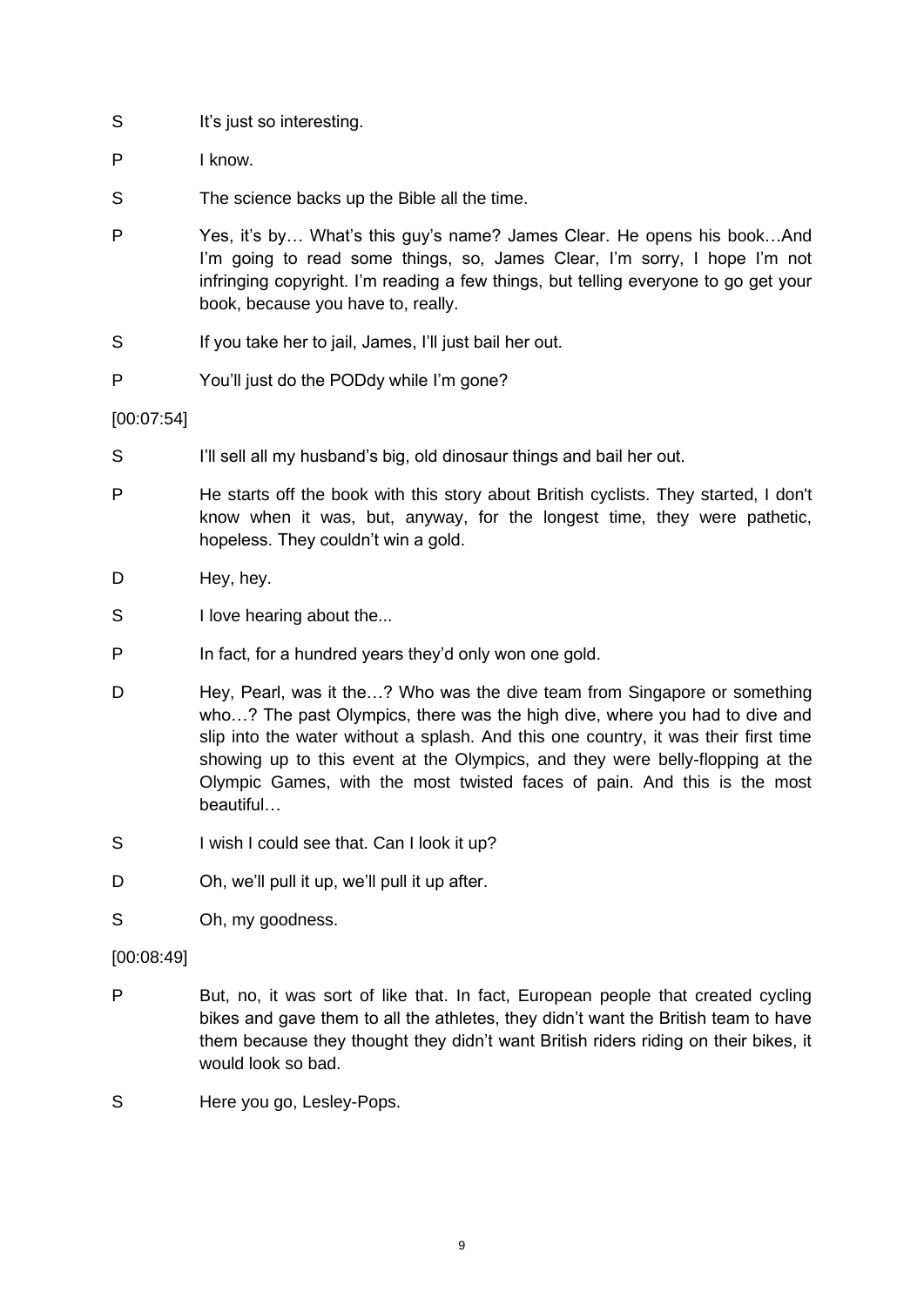S It's just so interesting.

P I know.

S The science backs up the Bible all the time.

P Yes, it's by… What's this guy's name? James Clear. He opens his book…And I'm going to read some things, so, James Clear, I'm sorry, I hope I'm not infringing copyright. I'm reading a few things, but telling everyone to go get your book, because you have to, really.

S If you take her to jail, James, I'll just bail her out.

P You'll just do the PODdy while I'm gone?

[00:07:54]

S I'll sell all my husband's big, old dinosaur things and bail her out.

P He starts off the book with this story about British cyclists. They started, I don't know when it was, but, anyway, for the longest time, they were pathetic, hopeless. They couldn't win a gold.

D Hey, hey.

S I love hearing about the...

P In fact, for a hundred years they'd only won one gold.

D Hey, Pearl, was it the…? Who was the dive team from Singapore or something who…? The past Olympics, there was the high dive, where you had to dive and slip into the water without a splash. And this one country, it was their first time showing up to this event at the Olympics, and they were belly-flopping at the Olympic Games, with the most twisted faces of pain. And this is the most beautiful…

S I wish I could see that. Can I look it up?

D Oh, we'll pull it up, we'll pull it up after.

S Oh, my goodness.

[00:08:49]

P But, no, it was sort of like that. In fact, European people that created cycling bikes and gave them to all the athletes, they didn't want the British team to have them because they thought they didn't want British riders riding on their bikes, it would look so bad.

S Here you go, Lesley-Pops.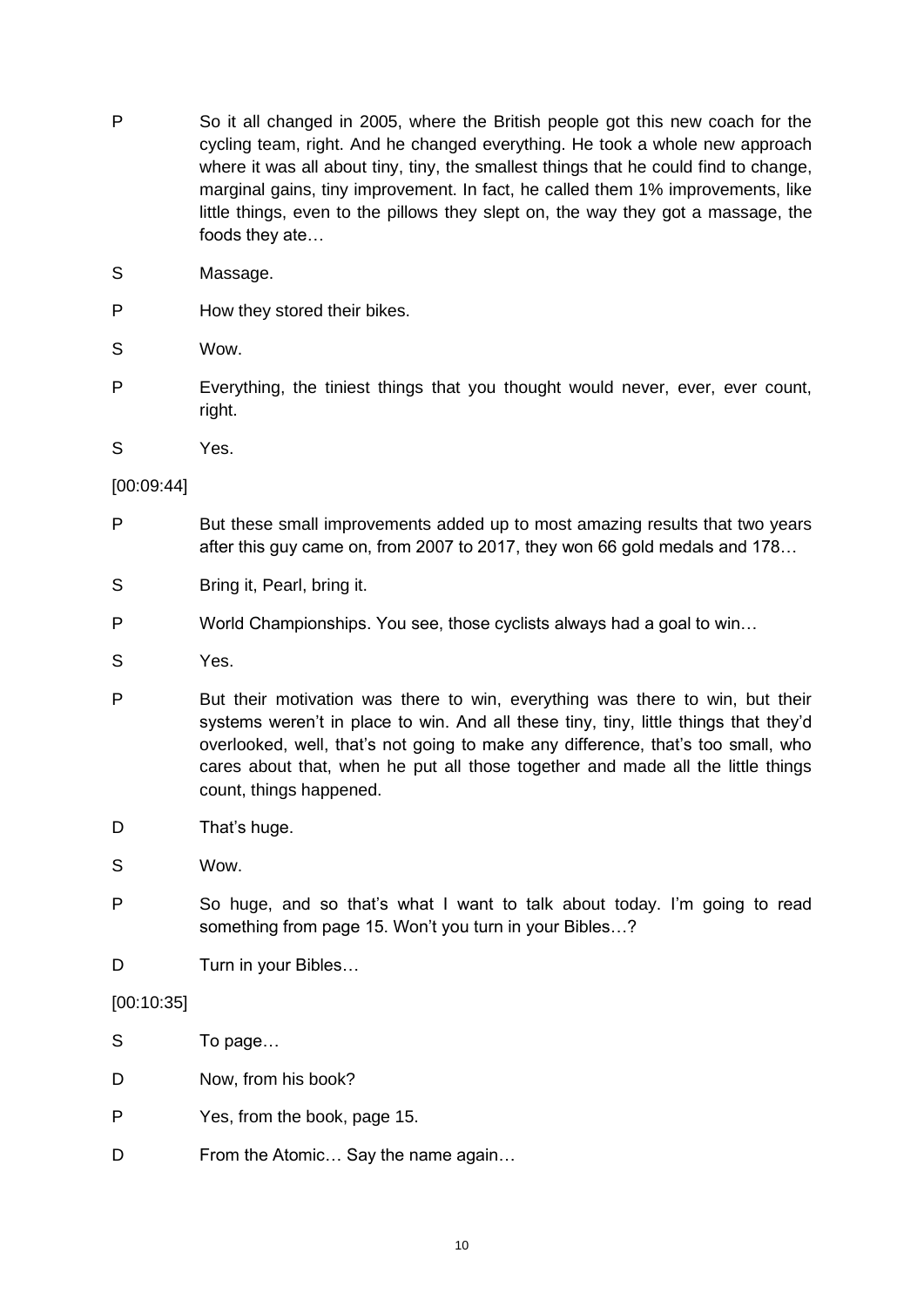P So it all changed in 2005, where the British people got this new coach for the cycling team, right. And he changed everything. He took a whole new approach where it was all about tiny, tiny, the smallest things that he could find to change, marginal gains, tiny improvement. In fact, he called them 1% improvements, like little things, even to the pillows they slept on, the way they got a massage, the foods they ate…

S Massage.

P How they stored their bikes.

S Wow.

P Everything, the tiniest things that you thought would never, ever, ever count, right.

S Yes.

[00:09:44]

P But these small improvements added up to most amazing results that two years after this guy came on, from 2007 to 2017, they won 66 gold medals and 178…

S Bring it, Pearl, bring it.

P World Championships. You see, those cyclists always had a goal to win…

S Yes.

P But their motivation was there to win, everything was there to win, but their systems weren't in place to win. And all these tiny, tiny, little things that they'd overlooked, well, that's not going to make any difference, that's too small, who cares about that, when he put all those together and made all the little things count, things happened.

D That's huge.

S Wow.

P So huge, and so that's what I want to talk about today. I'm going to read something from page 15. Won't you turn in your Bibles…?

D Turn in your Bibles…

[00:10:35]

S To page…

D Now, from his book?

P Yes, from the book, page 15.

D From the Atomic… Say the name again…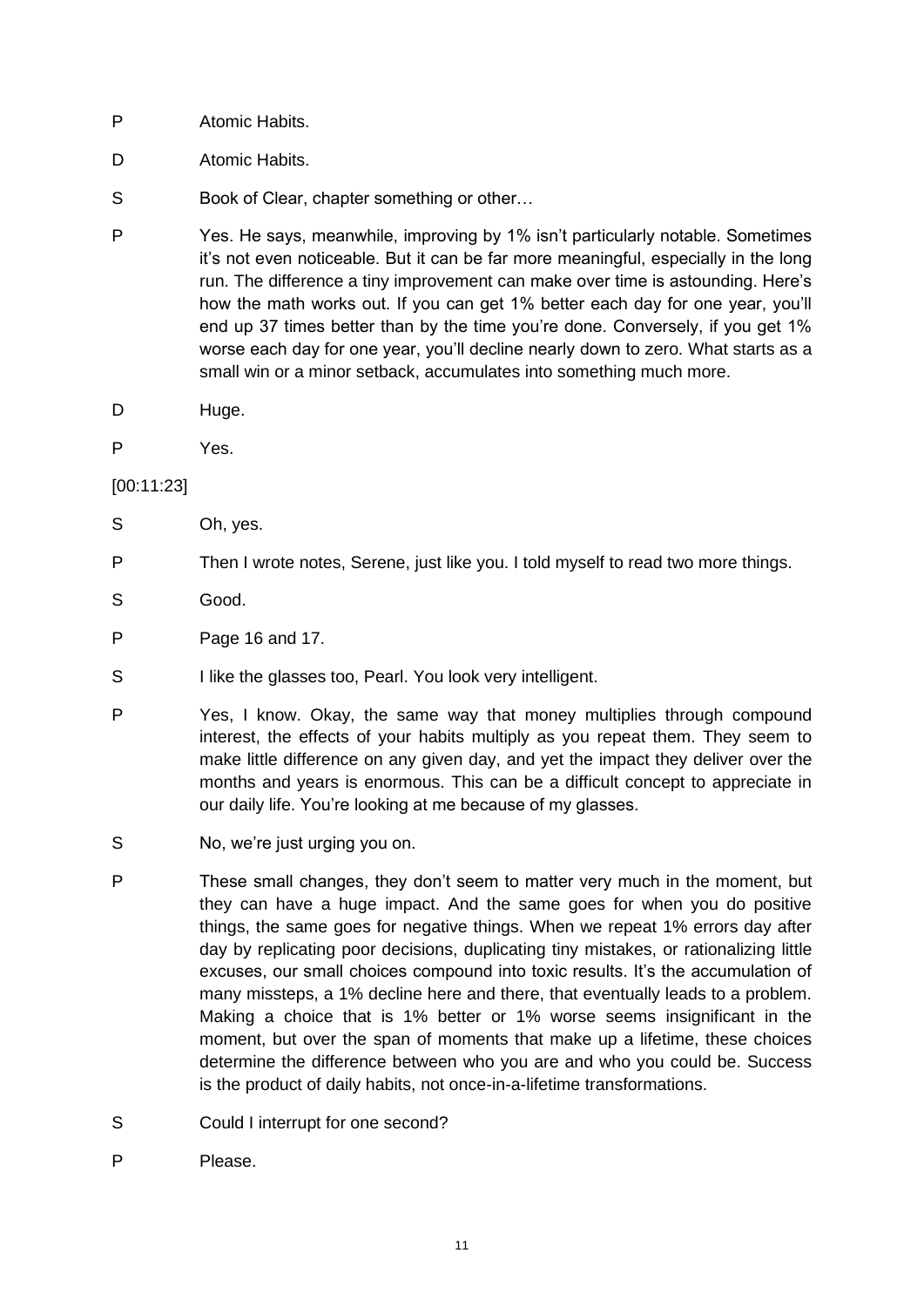P Atomic Habits.

D Atomic Habits.

S Book of Clear, chapter something or other…

P Yes. He says, meanwhile, improving by 1% isn't particularly notable. Sometimes it's not even noticeable. But it can be far more meaningful, especially in the long run. The difference a tiny improvement can make over time is astounding. Here's how the math works out. If you can get 1% better each day for one year, you'll end up 37 times better than by the time you're done. Conversely, if you get 1% worse each day for one year, you'll decline nearly down to zero. What starts as a small win or a minor setback, accumulates into something much more.

D Huge.

P Yes.

[00:11:23]

S Oh, yes.

P Then I wrote notes, Serene, just like you. I told myself to read two more things.

S Good.

P Page 16 and 17.

S I like the glasses too, Pearl. You look very intelligent.

P Yes, I know. Okay, the same way that money multiplies through compound interest, the effects of your habits multiply as you repeat them. They seem to make little difference on any given day, and yet the impact they deliver over the months and years is enormous. This can be a difficult concept to appreciate in our daily life. You're looking at me because of my glasses.

S No, we're just urging you on.

P These small changes, they don't seem to matter very much in the moment, but they can have a huge impact. And the same goes for when you do positive things, the same goes for negative things. When we repeat 1% errors day after day by replicating poor decisions, duplicating tiny mistakes, or rationalizing little excuses, our small choices compound into toxic results. It's the accumulation of many missteps, a 1% decline here and there, that eventually leads to a problem. Making a choice that is 1% better or 1% worse seems insignificant in the moment, but over the span of moments that make up a lifetime, these choices determine the difference between who you are and who you could be. Success is the product of daily habits, not once-in-a-lifetime transformations.

S Could I interrupt for one second?

P Please.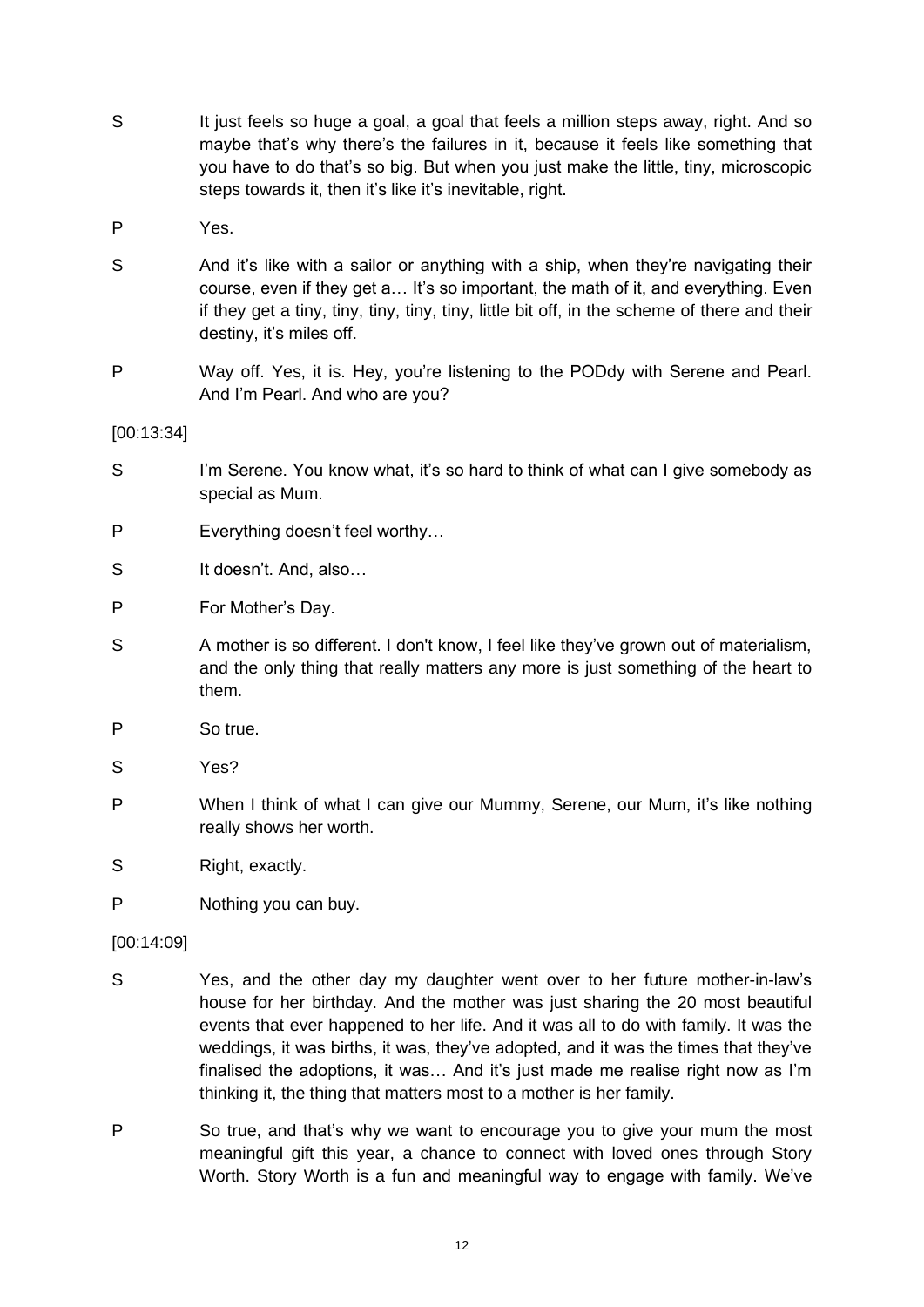S It just feels so huge a goal, a goal that feels a million steps away, right. And so maybe that's why there's the failures in it, because it feels like something that you have to do that's so big. But when you just make the little, tiny, microscopic steps towards it, then it's like it's inevitable, right.

P Yes.

S And it's like with a sailor or anything with a ship, when they're navigating their course, even if they get a… It's so important, the math of it, and everything. Even if they get a tiny, tiny, tiny, tiny, tiny, little bit off, in the scheme of there and their destiny, it's miles off.

P Way off. Yes, it is. Hey, you're listening to the PODdy with Serene and Pearl. And I'm Pearl. And who are you?

[00:13:34]

S I'm Serene. You know what, it's so hard to think of what can I give somebody as special as Mum.

P Everything doesn't feel worthy…

S It doesn't. And, also…

P For Mother's Day.

S A mother is so different. I don't know, I feel like they've grown out of materialism, and the only thing that really matters any more is just something of the heart to them.

P So true.

S Yes?

P When I think of what I can give our Mummy, Serene, our Mum, it's like nothing really shows her worth.

S Right, exactly.

P Nothing you can buy.

[00:14:09]

S Yes, and the other day my daughter went over to her future mother-in-law's house for her birthday. And the mother was just sharing the 20 most beautiful events that ever happened to her life. And it was all to do with family. It was the weddings, it was births, it was, they've adopted, and it was the times that they've finalised the adoptions, it was… And it's just made me realise right now as I'm thinking it, the thing that matters most to a mother is her family.

P So true, and that's why we want to encourage you to give your mum the most meaningful gift this year, a chance to connect with loved ones through Story Worth. Story Worth is a fun and meaningful way to engage with family. We've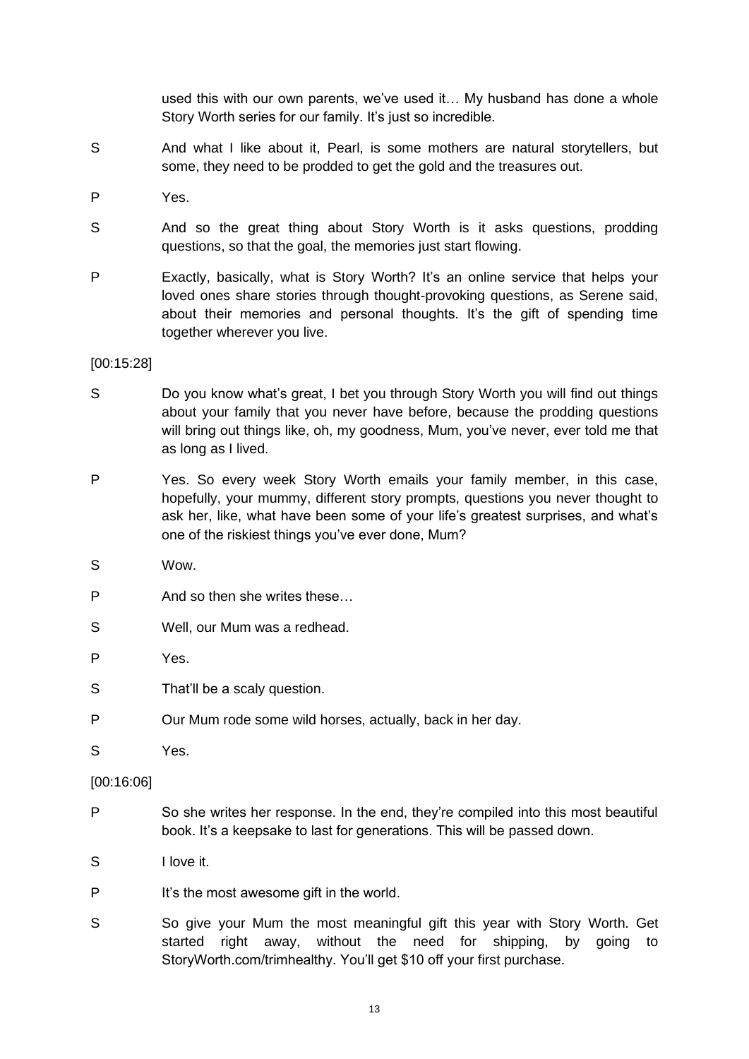used this with our own parents, we've used it… My husband has done a whole Story Worth series for our family. It's just so incredible.

S And what I like about it, Pearl, is some mothers are natural storytellers, but some, they need to be prodded to get the gold and the treasures out.

P Yes.

S And so the great thing about Story Worth is it asks questions, prodding questions, so that the goal, the memories just start flowing.

P Exactly, basically, what is Story Worth? It's an online service that helps your loved ones share stories through thought-provoking questions, as Serene said, about their memories and personal thoughts. It's the gift of spending time together wherever you live.

[00:15:28]

S Do you know what's great, I bet you through Story Worth you will find out things about your family that you never have before, because the prodding questions will bring out things like, oh, my goodness, Mum, you've never, ever told me that as long as I lived.

P Yes. So every week Story Worth emails your family member, in this case, hopefully, your mummy, different story prompts, questions you never thought to ask her, like, what have been some of your life's greatest surprises, and what's one of the riskiest things you've ever done, Mum?

S Wow.

P And so then she writes these…

S Well, our Mum was a redhead.

P Yes.

S That'll be a scaly question.

P Our Mum rode some wild horses, actually, back in her day.

S Yes.

[00:16:06]

P So she writes her response. In the end, they're compiled into this most beautiful book. It's a keepsake to last for generations. This will be passed down.

S I love it.

P It's the most awesome gift in the world.

S So give your Mum the most meaningful gift this year with Story Worth. Get started right away, without the need for shipping, by going to StoryWorth.com/trimhealthy. You'll get $10 off your first purchase.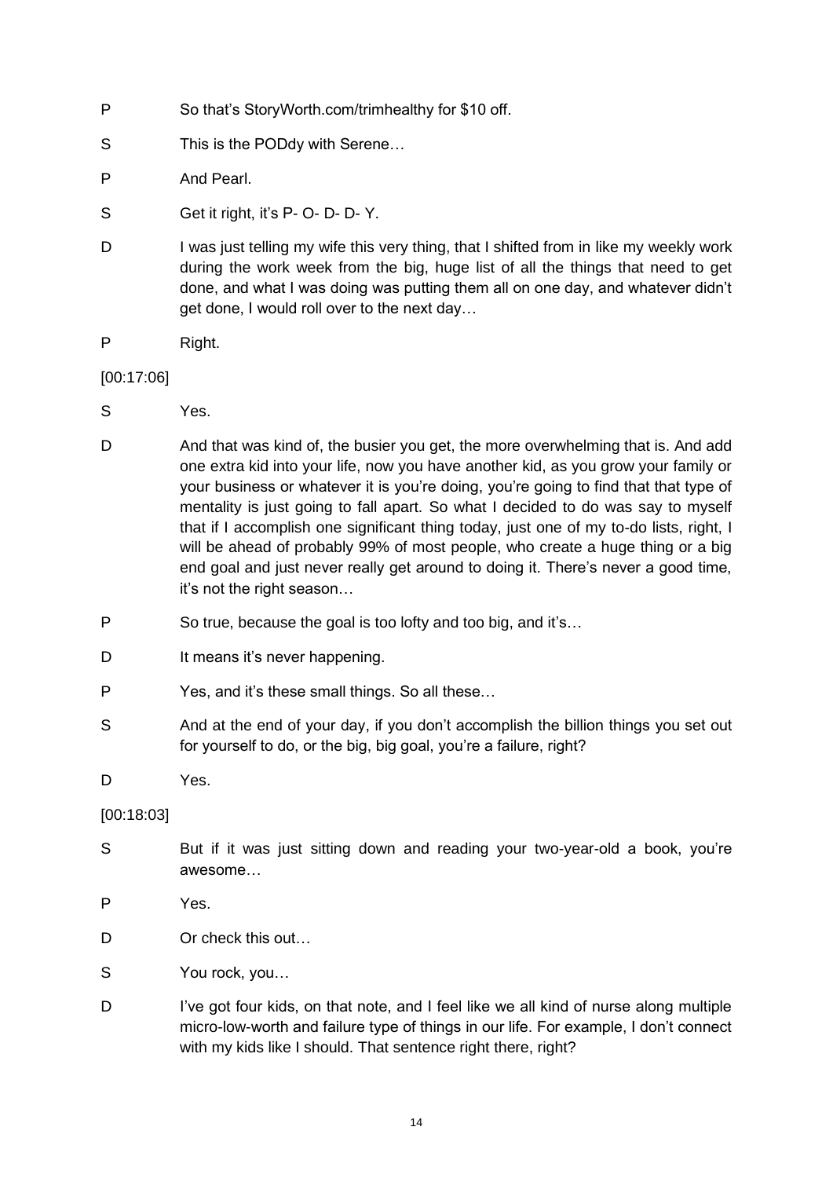P So that's StoryWorth.com/trimhealthy for $10 off.

S This is the PODdy with Serene…

P And Pearl.

S Get it right, it's P- O- D- D- Y.

D I was just telling my wife this very thing, that I shifted from in like my weekly work during the work week from the big, huge list of all the things that need to get done, and what I was doing was putting them all on one day, and whatever didn't get done, I would roll over to the next day…

P Right.

[00:17:06]

S Yes.

D And that was kind of, the busier you get, the more overwhelming that is. And add one extra kid into your life, now you have another kid, as you grow your family or your business or whatever it is you're doing, you're going to find that that type of mentality is just going to fall apart. So what I decided to do was say to myself that if I accomplish one significant thing today, just one of my to-do lists, right, I will be ahead of probably 99% of most people, who create a huge thing or a big end goal and just never really get around to doing it. There's never a good time, it's not the right season…

P So true, because the goal is too lofty and too big, and it's…

D It means it's never happening.

P Yes, and it's these small things. So all these…

S And at the end of your day, if you don't accomplish the billion things you set out for yourself to do, or the big, big goal, you're a failure, right?

D Yes.

[00:18:03]

S But if it was just sitting down and reading your two-year-old a book, you're awesome…

P Yes.

D Or check this out…

S You rock, you…

D I've got four kids, on that note, and I feel like we all kind of nurse along multiple micro-low-worth and failure type of things in our life. For example, I don't connect with my kids like I should. That sentence right there, right?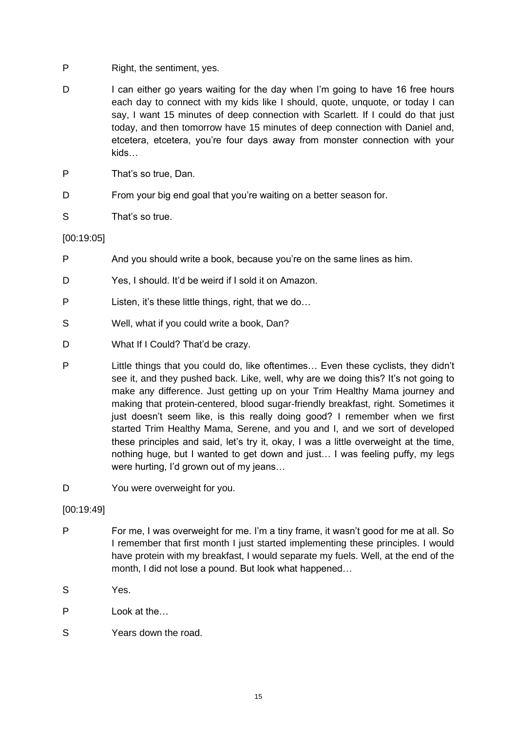P Right, the sentiment, yes.

D I can either go years waiting for the day when I'm going to have 16 free hours each day to connect with my kids like I should, quote, unquote, or today I can say, I want 15 minutes of deep connection with Scarlett. If I could do that just today, and then tomorrow have 15 minutes of deep connection with Daniel and, etcetera, etcetera, you're four days away from monster connection with your kids…

P That's so true, Dan.

D From your big end goal that you're waiting on a better season for.

S That's so true.

[00:19:05]

P And you should write a book, because you're on the same lines as him.

D Yes, I should. It'd be weird if I sold it on Amazon.

P Listen, it's these little things, right, that we do…

S Well, what if you could write a book, Dan?

D What If I Could? That'd be crazy.

P Little things that you could do, like oftentimes… Even these cyclists, they didn't see it, and they pushed back. Like, well, why are we doing this? It's not going to make any difference. Just getting up on your Trim Healthy Mama journey and making that protein-centered, blood sugar-friendly breakfast, right. Sometimes it just doesn't seem like, is this really doing good? I remember when we first started Trim Healthy Mama, Serene, and you and I, and we sort of developed these principles and said, let's try it, okay, I was a little overweight at the time, nothing huge, but I wanted to get down and just… I was feeling puffy, my legs were hurting, I'd grown out of my jeans…

D You were overweight for you.

[00:19:49]

P For me, I was overweight for me. I'm a tiny frame, it wasn't good for me at all. So I remember that first month I just started implementing these principles. I would have protein with my breakfast, I would separate my fuels. Well, at the end of the month, I did not lose a pound. But look what happened…

S Yes.

P Look at the…

S Years down the road.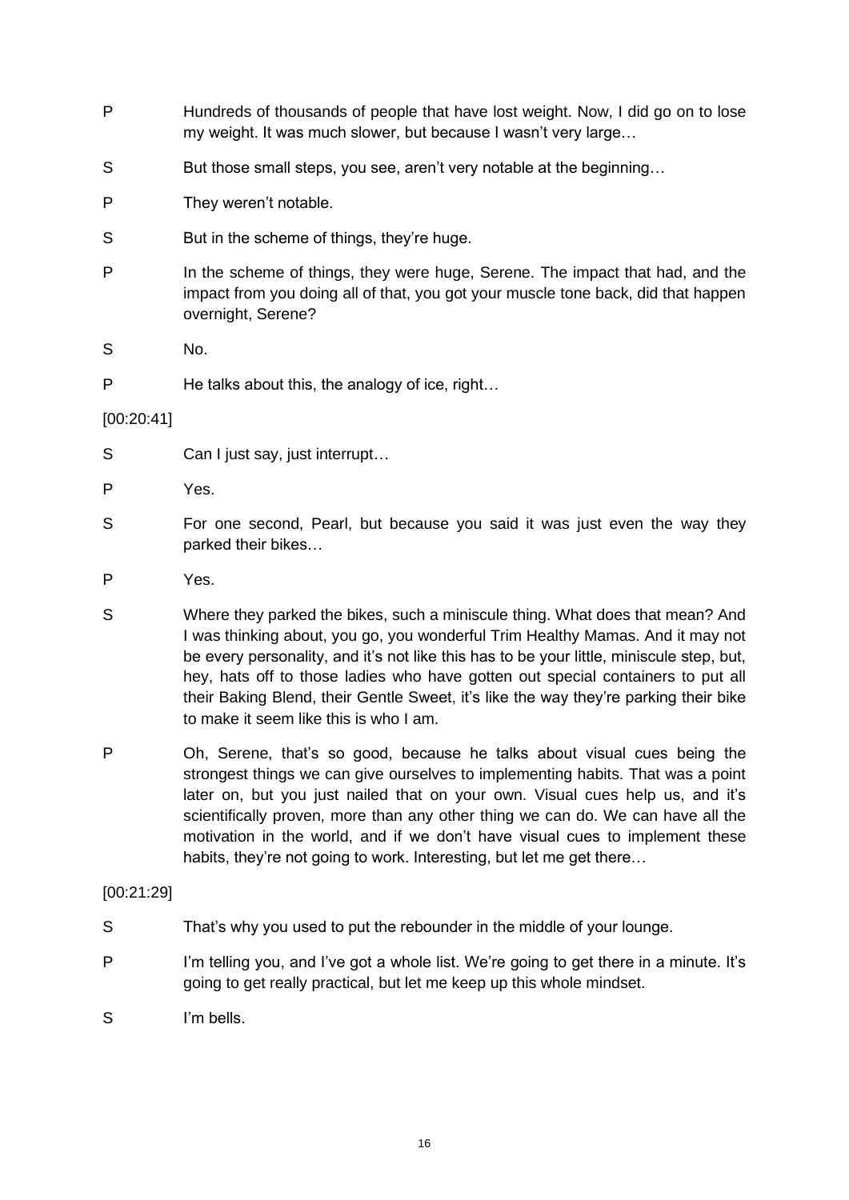P Hundreds of thousands of people that have lost weight. Now, I did go on to lose my weight. It was much slower, but because I wasn't very large…

S But those small steps, you see, aren't very notable at the beginning…

P They weren't notable.

S But in the scheme of things, they're huge.

P In the scheme of things, they were huge, Serene. The impact that had, and the impact from you doing all of that, you got your muscle tone back, did that happen overnight, Serene?

S No.

P He talks about this, the analogy of ice, right…

[00:20:41]

S Can I just say, just interrupt…

P Yes.

S For one second, Pearl, but because you said it was just even the way they parked their bikes…

P Yes.

S Where they parked the bikes, such a miniscule thing. What does that mean? And I was thinking about, you go, you wonderful Trim Healthy Mamas. And it may not be every personality, and it's not like this has to be your little, miniscule step, but, hey, hats off to those ladies who have gotten out special containers to put all their Baking Blend, their Gentle Sweet, it's like the way they're parking their bike to make it seem like this is who I am.

P Oh, Serene, that's so good, because he talks about visual cues being the strongest things we can give ourselves to implementing habits. That was a point later on, but you just nailed that on your own. Visual cues help us, and it's scientifically proven, more than any other thing we can do. We can have all the motivation in the world, and if we don't have visual cues to implement these habits, they're not going to work. Interesting, but let me get there…

[00:21:29]

S That's why you used to put the rebounder in the middle of your lounge.

P I'm telling you, and I've got a whole list. We're going to get there in a minute. It's going to get really practical, but let me keep up this whole mindset.

S I'm bells.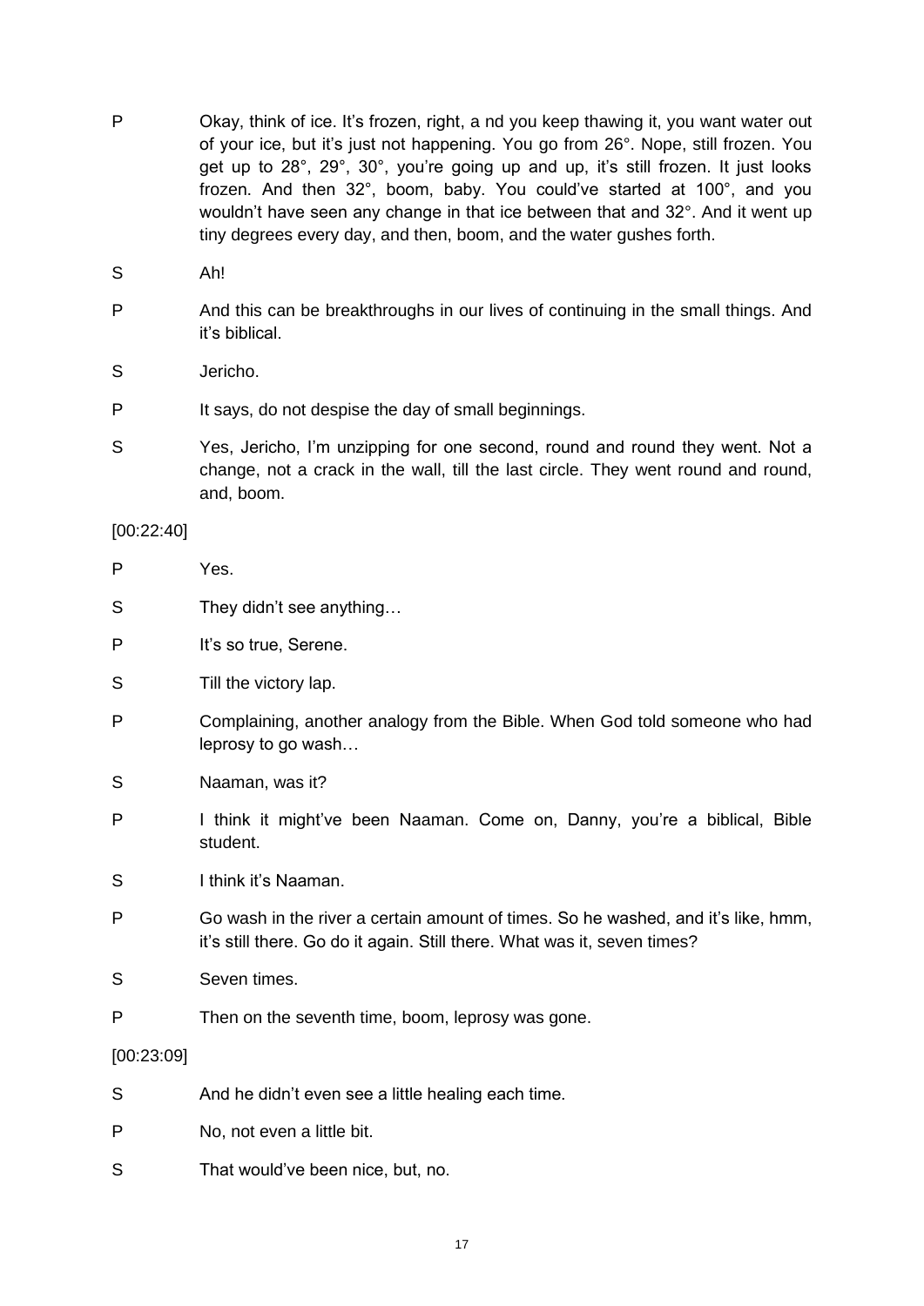P Okay, think of ice. It's frozen, right, a nd you keep thawing it, you want water out of your ice, but it's just not happening. You go from 26°. Nope, still frozen. You get up to 28°, 29°, 30°, you're going up and up, it's still frozen. It just looks frozen. And then 32°, boom, baby. You could've started at 100°, and you wouldn't have seen any change in that ice between that and 32°. And it went up tiny degrees every day, and then, boom, and the water gushes forth.

S Ah!

P And this can be breakthroughs in our lives of continuing in the small things. And it's biblical.

S Jericho.

P It says, do not despise the day of small beginnings.

S Yes, Jericho, I'm unzipping for one second, round and round they went. Not a change, not a crack in the wall, till the last circle. They went round and round, and, boom.

[00:22:40]

P Yes.

S They didn't see anything…

P It's so true, Serene.

S Till the victory lap.

P Complaining, another analogy from the Bible. When God told someone who had leprosy to go wash…

S Naaman, was it?

P I think it might've been Naaman. Come on, Danny, you're a biblical, Bible student.

S I think it's Naaman.

P Go wash in the river a certain amount of times. So he washed, and it's like, hmm, it's still there. Go do it again. Still there. What was it, seven times?

S Seven times.

P Then on the seventh time, boom, leprosy was gone.

[00:23:09]

S And he didn't even see a little healing each time.

P No, not even a little bit.

S That would've been nice, but, no.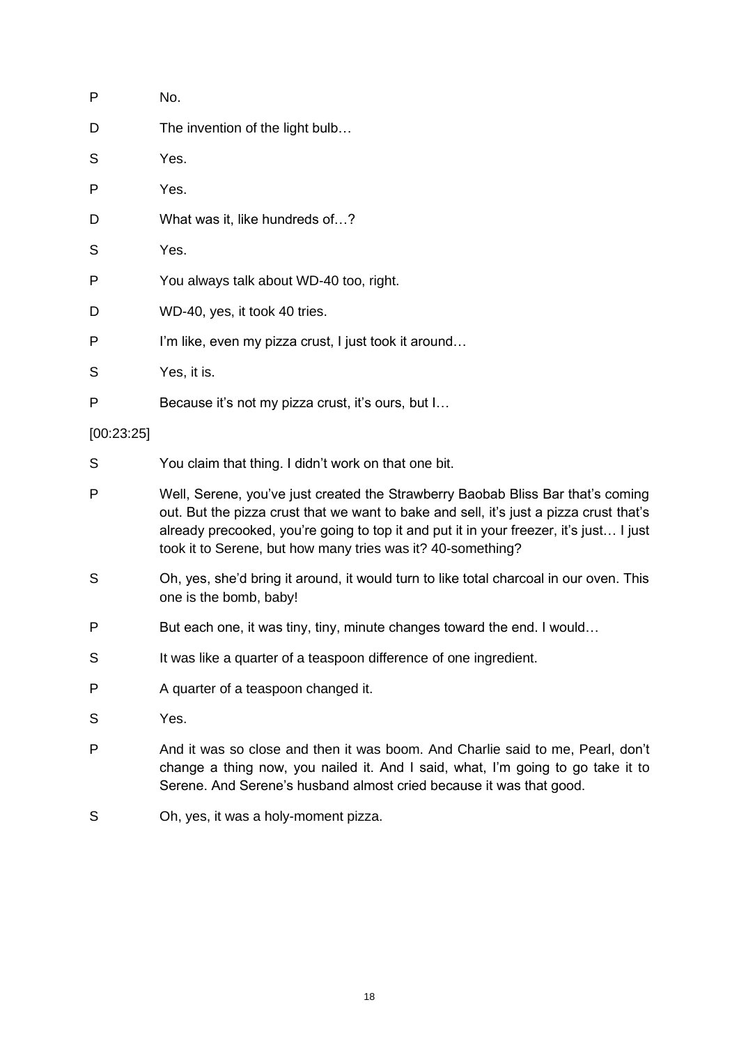P No.

D The invention of the light bulb…

S Yes.

P Yes.

D What was it, like hundreds of…?

S Yes.

P You always talk about WD-40 too, right.

D WD-40, yes, it took 40 tries.

P I'm like, even my pizza crust, I just took it around…

S Yes, it is.

P Because it's not my pizza crust, it's ours, but I…

[00:23:25]

S You claim that thing. I didn't work on that one bit.

P Well, Serene, you've just created the Strawberry Baobab Bliss Bar that's coming out. But the pizza crust that we want to bake and sell, it's just a pizza crust that's already precooked, you're going to top it and put it in your freezer, it's just… I just took it to Serene, but how many tries was it? 40-something?

S Oh, yes, she'd bring it around, it would turn to like total charcoal in our oven. This one is the bomb, baby!

P But each one, it was tiny, tiny, minute changes toward the end. I would…

S It was like a quarter of a teaspoon difference of one ingredient.

P A quarter of a teaspoon changed it.

S Yes.

P And it was so close and then it was boom. And Charlie said to me, Pearl, don't change a thing now, you nailed it. And I said, what, I'm going to go take it to Serene. And Serene's husband almost cried because it was that good.

S Oh, yes, it was a holy-moment pizza.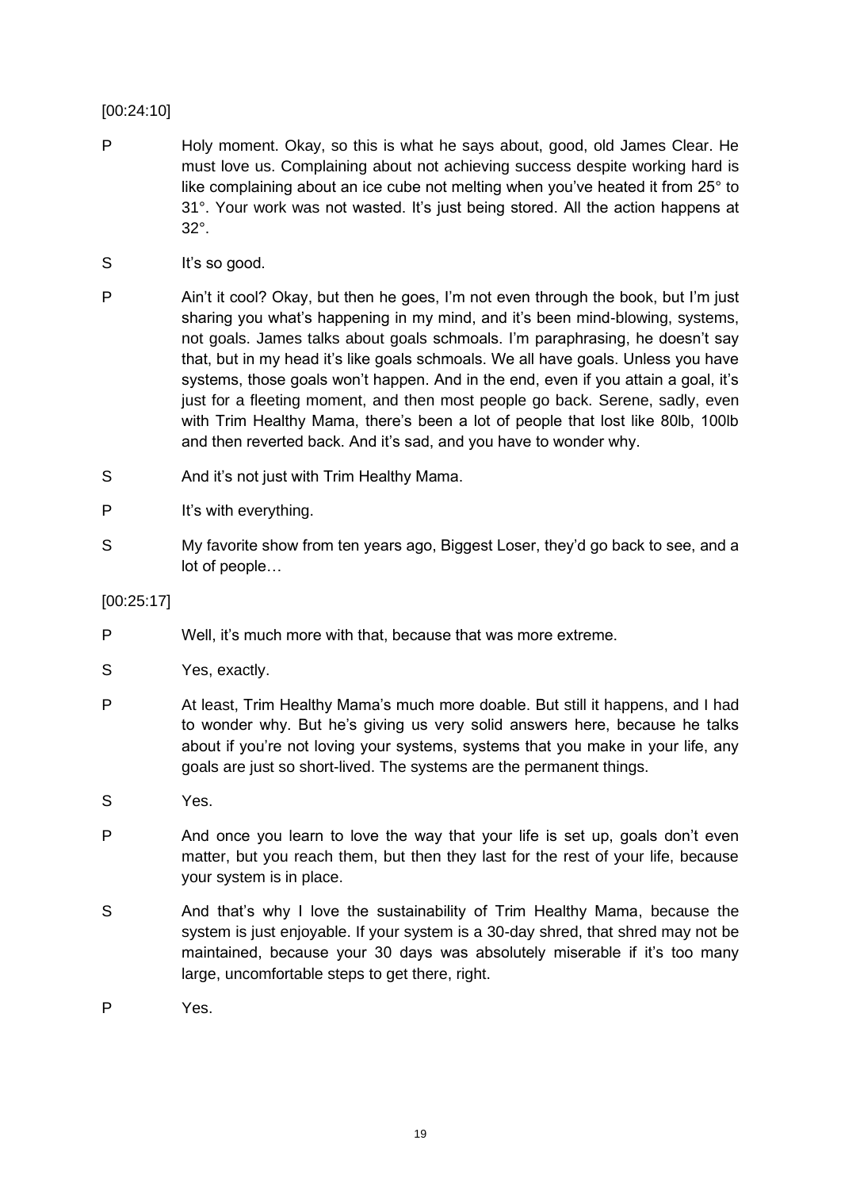[00:24:10]

P Holy moment. Okay, so this is what he says about, good, old James Clear. He must love us. Complaining about not achieving success despite working hard is like complaining about an ice cube not melting when you've heated it from 25° to 31°. Your work was not wasted. It's just being stored. All the action happens at 32°.

S It's so good.

P Ain't it cool? Okay, but then he goes, I'm not even through the book, but I'm just sharing you what's happening in my mind, and it's been mind-blowing, systems, not goals. James talks about goals schmoals. I'm paraphrasing, he doesn't say that, but in my head it's like goals schmoals. We all have goals. Unless you have systems, those goals won't happen. And in the end, even if you attain a goal, it's just for a fleeting moment, and then most people go back. Serene, sadly, even with Trim Healthy Mama, there's been a lot of people that lost like 80lb, 100lb and then reverted back. And it's sad, and you have to wonder why.

S And it's not just with Trim Healthy Mama.

P It's with everything.

S My favorite show from ten years ago, Biggest Loser, they'd go back to see, and a lot of people…

[00:25:17]

P Well, it's much more with that, because that was more extreme.

S Yes, exactly.

P At least, Trim Healthy Mama's much more doable. But still it happens, and I had to wonder why. But he's giving us very solid answers here, because he talks about if you're not loving your systems, systems that you make in your life, any goals are just so short-lived. The systems are the permanent things.

S Yes.

P And once you learn to love the way that your life is set up, goals don't even matter, but you reach them, but then they last for the rest of your life, because your system is in place.

S And that's why I love the sustainability of Trim Healthy Mama, because the system is just enjoyable. If your system is a 30-day shred, that shred may not be maintained, because your 30 days was absolutely miserable if it's too many large, uncomfortable steps to get there, right.

P Yes.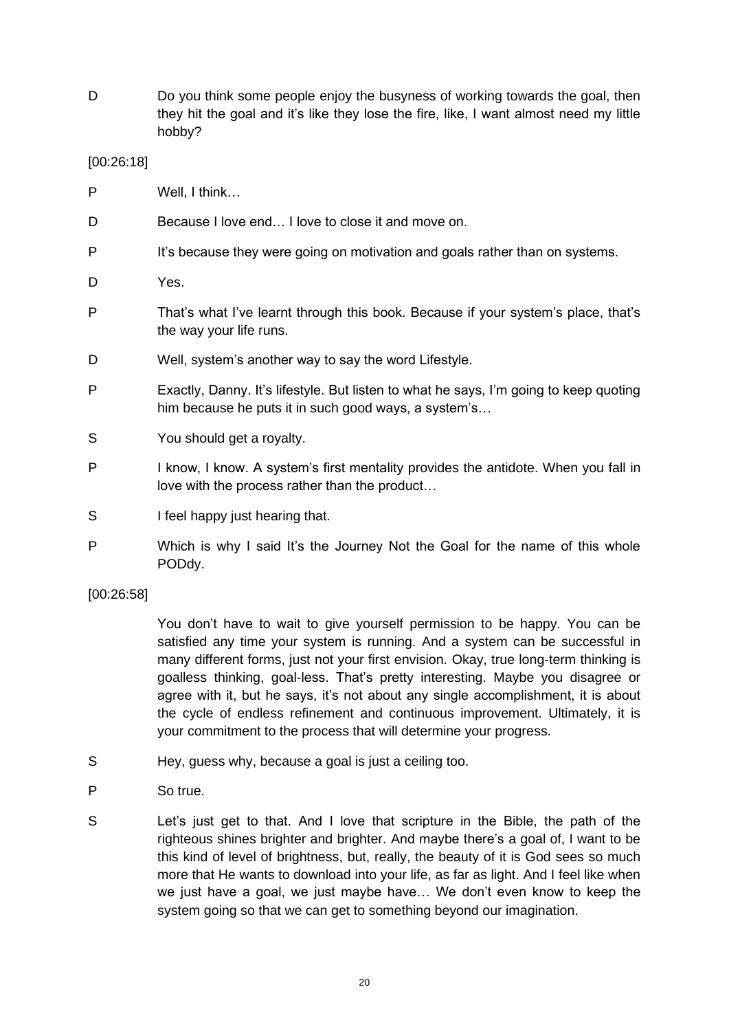D Do you think some people enjoy the busyness of working towards the goal, then they hit the goal and it's like they lose the fire, like, I want almost need my little hobby?

[00:26:18]

P Well, I think…

D Because I love end… I love to close it and move on.

P It's because they were going on motivation and goals rather than on systems.

D Yes.

P That's what I've learnt through this book. Because if your system's place, that's the way your life runs.

D Well, system's another way to say the word Lifestyle.

P Exactly, Danny. It's lifestyle. But listen to what he says, I'm going to keep quoting him because he puts it in such good ways, a system's…

S You should get a royalty.

P I know, I know. A system's first mentality provides the antidote. When you fall in love with the process rather than the product…

S I feel happy just hearing that.

P Which is why I said It's the Journey Not the Goal for the name of this whole PODdy.

[00:26:58]

You don't have to wait to give yourself permission to be happy. You can be satisfied any time your system is running. And a system can be successful in many different forms, just not your first envision. Okay, true long-term thinking is goalless thinking, goal-less. That's pretty interesting. Maybe you disagree or agree with it, but he says, it's not about any single accomplishment, it is about the cycle of endless refinement and continuous improvement. Ultimately, it is your commitment to the process that will determine your progress.

S Hey, guess why, because a goal is just a ceiling too.

P So true.

S Let's just get to that. And I love that scripture in the Bible, the path of the righteous shines brighter and brighter. And maybe there's a goal of, I want to be this kind of level of brightness, but, really, the beauty of it is God sees so much more that He wants to download into your life, as far as light. And I feel like when we just have a goal, we just maybe have… We don't even know to keep the system going so that we can get to something beyond our imagination.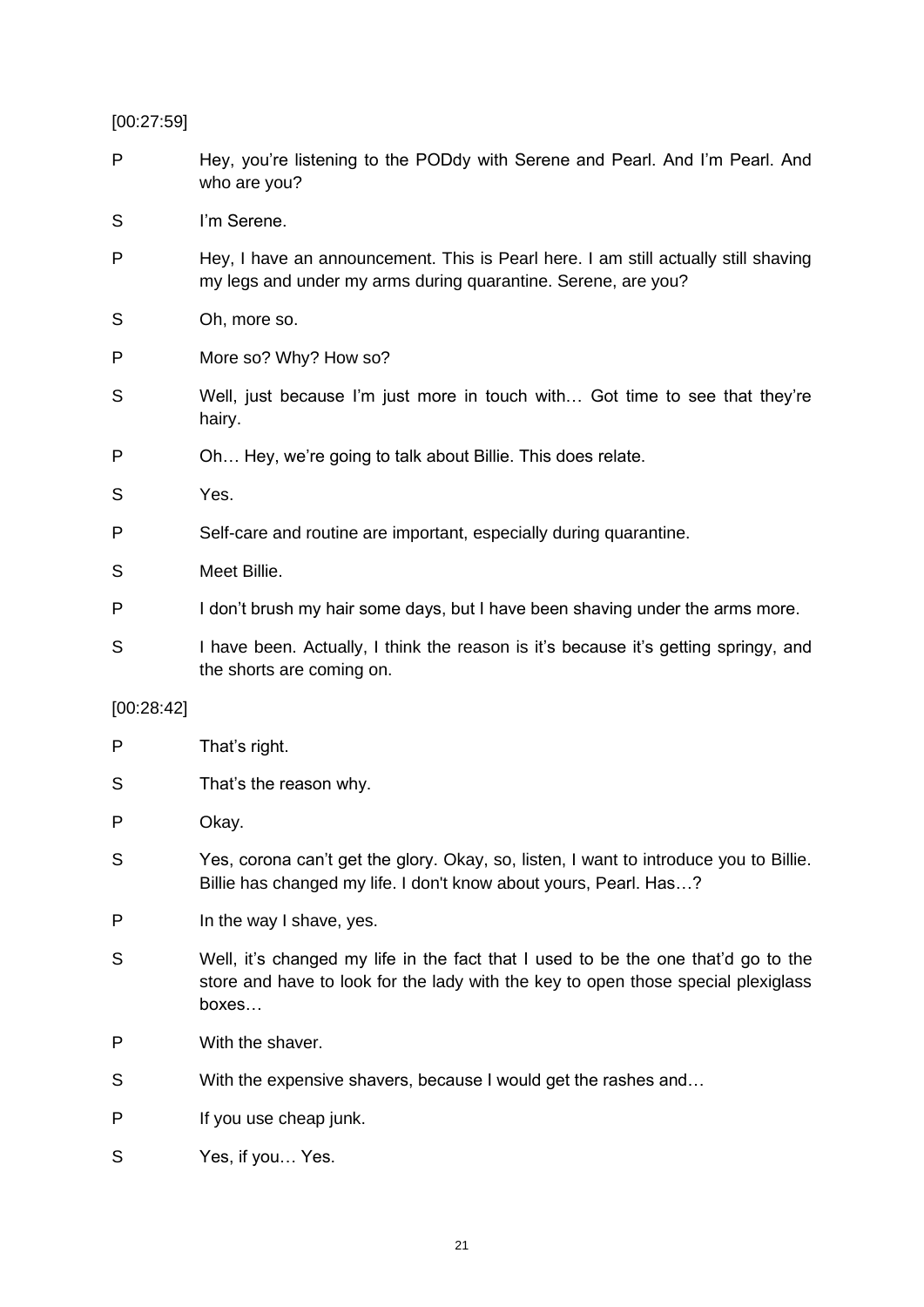[00:27:59]

P Hey, you're listening to the PODdy with Serene and Pearl. And I'm Pearl. And who are you?

S I'm Serene.

P Hey, I have an announcement. This is Pearl here. I am still actually still shaving my legs and under my arms during quarantine. Serene, are you?

S Oh, more so.

P More so? Why? How so?

S Well, just because I'm just more in touch with… Got time to see that they're hairy.

P Oh… Hey, we're going to talk about Billie. This does relate.

S Yes.

P Self-care and routine are important, especially during quarantine.

S Meet Billie.

P I don't brush my hair some days, but I have been shaving under the arms more.

S I have been. Actually, I think the reason is it's because it's getting springy, and the shorts are coming on.

[00:28:42]

P That's right.

S That's the reason why.

P Okay.

S Yes, corona can't get the glory. Okay, so, listen, I want to introduce you to Billie. Billie has changed my life. I don't know about yours, Pearl. Has…?

P In the way I shave, yes.

S Well, it's changed my life in the fact that I used to be the one that'd go to the store and have to look for the lady with the key to open those special plexiglass boxes…

P With the shaver.

S With the expensive shavers, because I would get the rashes and…

P If you use cheap junk.

S Yes, if you… Yes.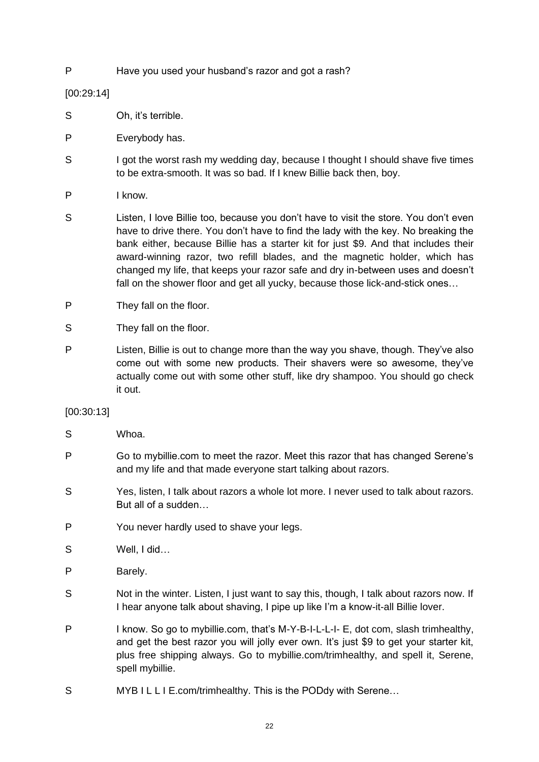P Have you used your husband's razor and got a rash?

[00:29:14]

S Oh, it's terrible.

P Everybody has.

S I got the worst rash my wedding day, because I thought I should shave five times to be extra-smooth. It was so bad. If I knew Billie back then, boy.

P I know.

S Listen, I love Billie too, because you don't have to visit the store. You don't even have to drive there. You don't have to find the lady with the key. No breaking the bank either, because Billie has a starter kit for just $9. And that includes their award-winning razor, two refill blades, and the magnetic holder, which has changed my life, that keeps your razor safe and dry in-between uses and doesn't fall on the shower floor and get all yucky, because those lick-and-stick ones…

P They fall on the floor.

S They fall on the floor.

P Listen, Billie is out to change more than the way you shave, though. They've also come out with some new products. Their shavers were so awesome, they've actually come out with some other stuff, like dry shampoo. You should go check it out.

[00:30:13]

S Whoa.

P Go to mybillie.com to meet the razor. Meet this razor that has changed Serene's and my life and that made everyone start talking about razors.

S Yes, listen, I talk about razors a whole lot more. I never used to talk about razors. But all of a sudden…

P You never hardly used to shave your legs.

S Well, I did…

P Barely.

S Not in the winter. Listen, I just want to say this, though, I talk about razors now. If I hear anyone talk about shaving, I pipe up like I'm a know-it-all Billie lover.

P I know. So go to mybillie.com, that's M-Y-B-I-L-L-I- E, dot com, slash trimhealthy, and get the best razor you will jolly ever own. It's just $9 to get your starter kit, plus free shipping always. Go to mybillie.com/trimhealthy, and spell it, Serene, spell mybillie.

S MYB I L L I E.com/trimhealthy. This is the PODdy with Serene…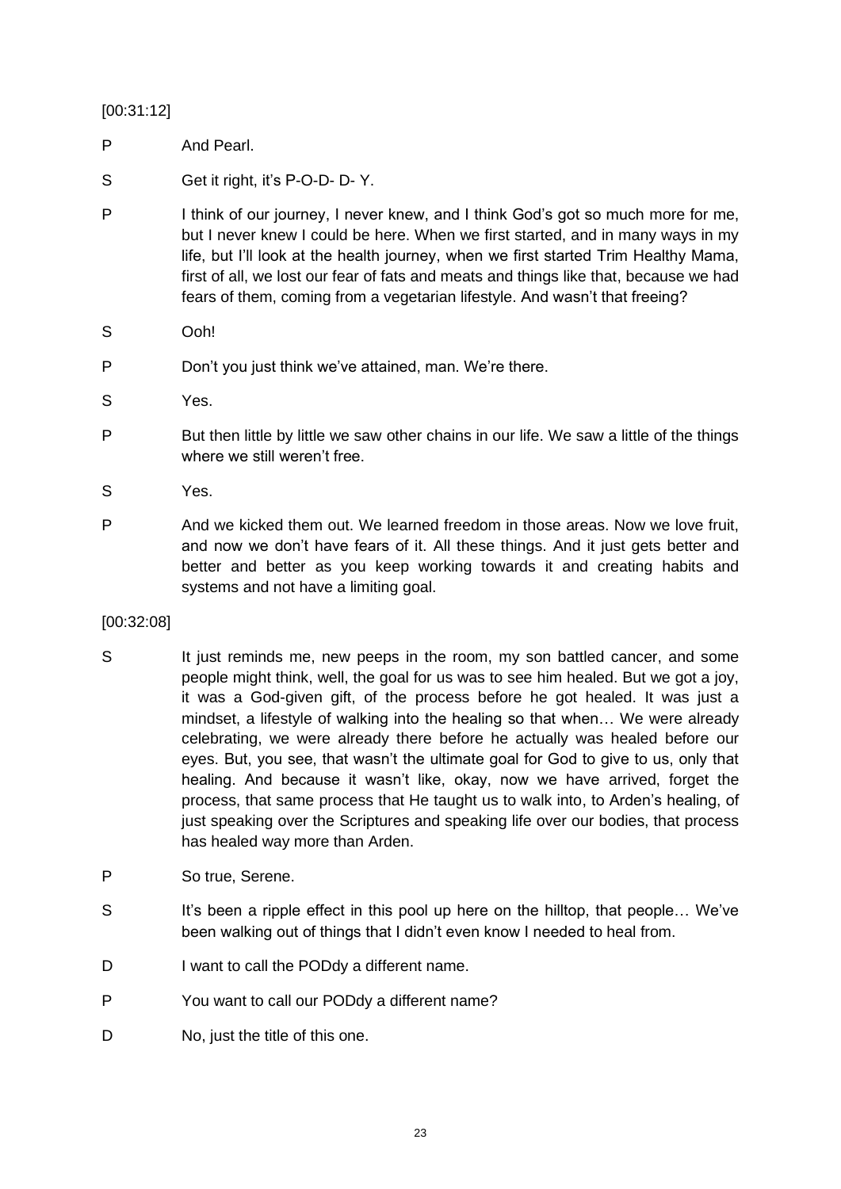[00:31:12]

P And Pearl.

S Get it right, it's P-O-D- D- Y.

P I think of our journey, I never knew, and I think God's got so much more for me, but I never knew I could be here. When we first started, and in many ways in my life, but I'll look at the health journey, when we first started Trim Healthy Mama, first of all, we lost our fear of fats and meats and things like that, because we had fears of them, coming from a vegetarian lifestyle. And wasn't that freeing?

S Ooh!

P Don't you just think we've attained, man. We're there.

S Yes.

P But then little by little we saw other chains in our life. We saw a little of the things where we still weren't free.

S Yes.

P And we kicked them out. We learned freedom in those areas. Now we love fruit, and now we don't have fears of it. All these things. And it just gets better and better and better as you keep working towards it and creating habits and systems and not have a limiting goal.

[00:32:08]

S It just reminds me, new peeps in the room, my son battled cancer, and some people might think, well, the goal for us was to see him healed. But we got a joy, it was a God-given gift, of the process before he got healed. It was just a mindset, a lifestyle of walking into the healing so that when… We were already celebrating, we were already there before he actually was healed before our eyes. But, you see, that wasn't the ultimate goal for God to give to us, only that healing. And because it wasn't like, okay, now we have arrived, forget the process, that same process that He taught us to walk into, to Arden's healing, of just speaking over the Scriptures and speaking life over our bodies, that process has healed way more than Arden.

P So true, Serene.

S It's been a ripple effect in this pool up here on the hilltop, that people… We've been walking out of things that I didn't even know I needed to heal from.

D I want to call the PODdy a different name.

P You want to call our PODdy a different name?

D No, just the title of this one.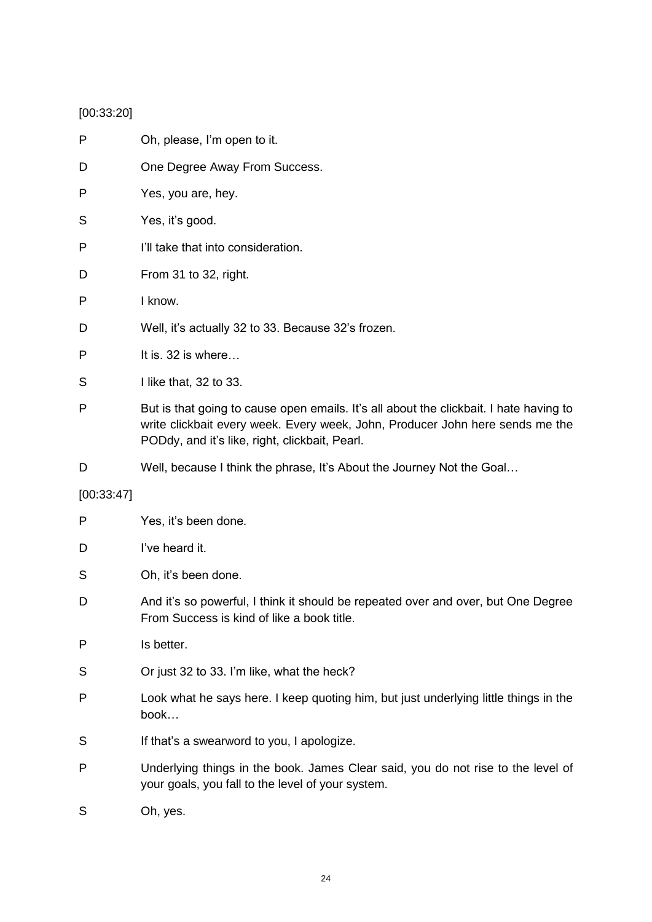[00:33:20]

| | |
|---|---|
| P | Oh, please, I'm open to it. |
| D | One Degree Away From Success. |
| P | Yes, you are, hey. |
| S | Yes, it's good. |
| P | I'll take that into consideration. |
| D | From 31 to 32, right. |
| P | I know. |
| D | Well, it's actually 32 to 33. Because 32's frozen. |
| P | It is. 32 is where… |
| S | I like that, 32 to 33. |
| P | But is that going to cause open emails. It's all about the clickbait. I hate having to write clickbait every week. Every week, John, Producer John here sends me the PODdy, and it's like, right, clickbait, Pearl. |
| D | Well, because I think the phrase, It's About the Journey Not the Goal… |

[00:33:47]

| | |
|---|---|
| P | Yes, it's been done. |
| D | I've heard it. |
| S | Oh, it's been done. |
| D | And it's so powerful, I think it should be repeated over and over, but One Degree From Success is kind of like a book title. |
| P | Is better. |
| S | Or just 32 to 33. I'm like, what the heck? |
| P | Look what he says here. I keep quoting him, but just underlying little things in the book… |
| S | If that's a swearword to you, I apologize. |
| P | Underlying things in the book. James Clear said, you do not rise to the level of your goals, you fall to the level of your system. |
| S | Oh, yes. |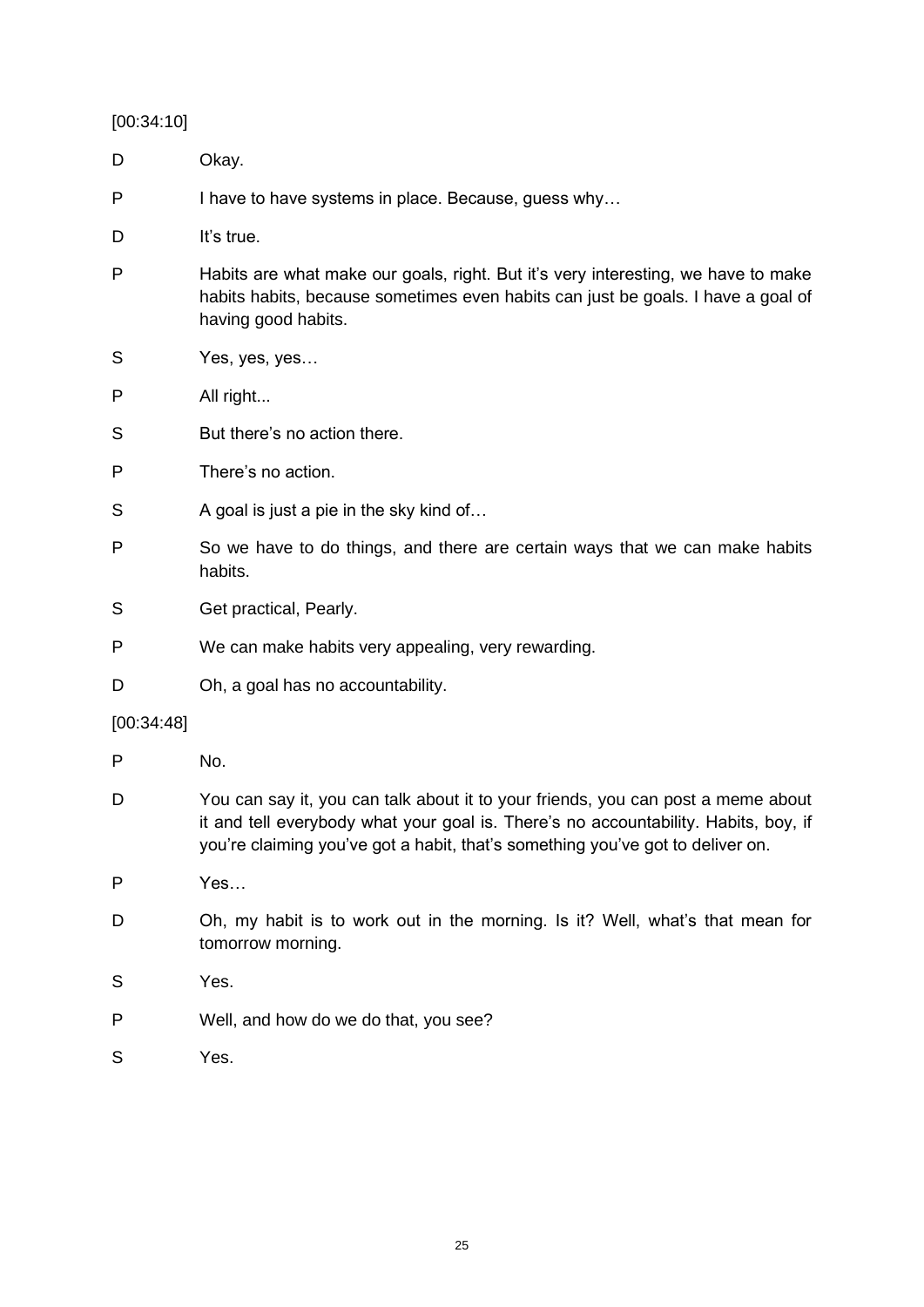[00:34:10]

D Okay.

P I have to have systems in place. Because, guess why…

D It's true.

P Habits are what make our goals, right. But it's very interesting, we have to make habits habits, because sometimes even habits can just be goals. I have a goal of having good habits.

S Yes, yes, yes…

P All right...

S But there's no action there.

P There's no action.

S A goal is just a pie in the sky kind of…

P So we have to do things, and there are certain ways that we can make habits habits.

S Get practical, Pearly.

P We can make habits very appealing, very rewarding.

D Oh, a goal has no accountability.

[00:34:48]

P No.

D You can say it, you can talk about it to your friends, you can post a meme about it and tell everybody what your goal is. There's no accountability. Habits, boy, if you're claiming you've got a habit, that's something you've got to deliver on.

P Yes…

D Oh, my habit is to work out in the morning. Is it? Well, what's that mean for tomorrow morning.

S Yes.

P Well, and how do we do that, you see?

S Yes.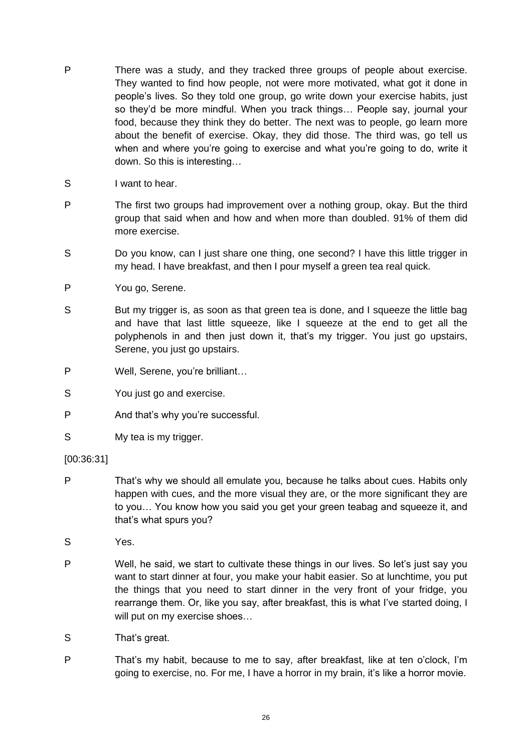P There was a study, and they tracked three groups of people about exercise. They wanted to find how people, not were more motivated, what got it done in people's lives. So they told one group, go write down your exercise habits, just so they'd be more mindful. When you track things… People say, journal your food, because they think they do better. The next was to people, go learn more about the benefit of exercise. Okay, they did those. The third was, go tell us when and where you're going to exercise and what you're going to do, write it down. So this is interesting…

S I want to hear.

P The first two groups had improvement over a nothing group, okay. But the third group that said when and how and when more than doubled. 91% of them did more exercise.

S Do you know, can I just share one thing, one second? I have this little trigger in my head. I have breakfast, and then I pour myself a green tea real quick.

P You go, Serene.

S But my trigger is, as soon as that green tea is done, and I squeeze the little bag and have that last little squeeze, like I squeeze at the end to get all the polyphenols in and then just down it, that's my trigger. You just go upstairs, Serene, you just go upstairs.

P Well, Serene, you're brilliant…

S You just go and exercise.

P And that's why you're successful.

S My tea is my trigger.

[00:36:31]

P That's why we should all emulate you, because he talks about cues. Habits only happen with cues, and the more visual they are, or the more significant they are to you… You know how you said you get your green teabag and squeeze it, and that's what spurs you?

S Yes.

P Well, he said, we start to cultivate these things in our lives. So let's just say you want to start dinner at four, you make your habit easier. So at lunchtime, you put the things that you need to start dinner in the very front of your fridge, you rearrange them. Or, like you say, after breakfast, this is what I've started doing, I will put on my exercise shoes…

S That's great.

P That's my habit, because to me to say, after breakfast, like at ten o'clock, I'm going to exercise, no. For me, I have a horror in my brain, it's like a horror movie.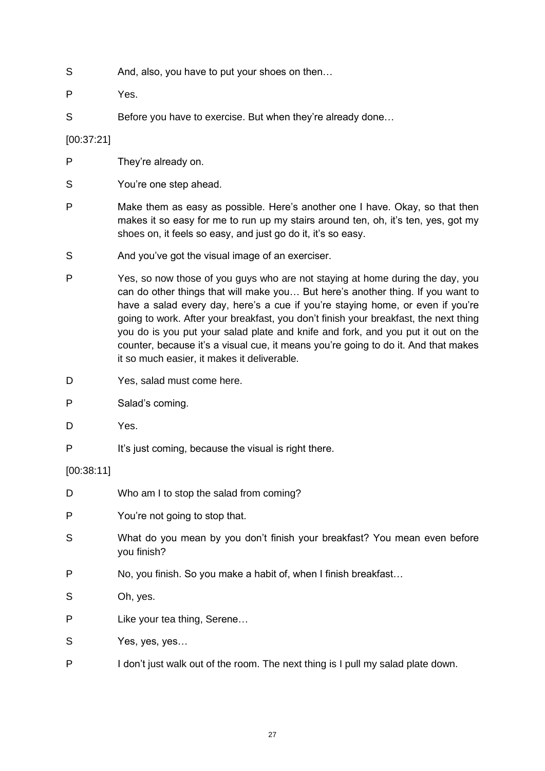S And, also, you have to put your shoes on then…

P Yes.

S Before you have to exercise. But when they're already done…

[00:37:21]

P They're already on.

S You're one step ahead.

P Make them as easy as possible. Here's another one I have. Okay, so that then makes it so easy for me to run up my stairs around ten, oh, it's ten, yes, got my shoes on, it feels so easy, and just go do it, it's so easy.

S And you've got the visual image of an exerciser.

P Yes, so now those of you guys who are not staying at home during the day, you can do other things that will make you… But here's another thing. If you want to have a salad every day, here's a cue if you're staying home, or even if you're going to work. After your breakfast, you don't finish your breakfast, the next thing you do is you put your salad plate and knife and fork, and you put it out on the counter, because it's a visual cue, it means you're going to do it. And that makes it so much easier, it makes it deliverable.

D Yes, salad must come here.

P Salad's coming.

D Yes.

P It's just coming, because the visual is right there.

[00:38:11]

D Who am I to stop the salad from coming?

P You're not going to stop that.

S What do you mean by you don't finish your breakfast? You mean even before you finish?

P No, you finish. So you make a habit of, when I finish breakfast…

S Oh, yes.

P Like your tea thing, Serene…

S Yes, yes, yes…

P I don't just walk out of the room. The next thing is I pull my salad plate down.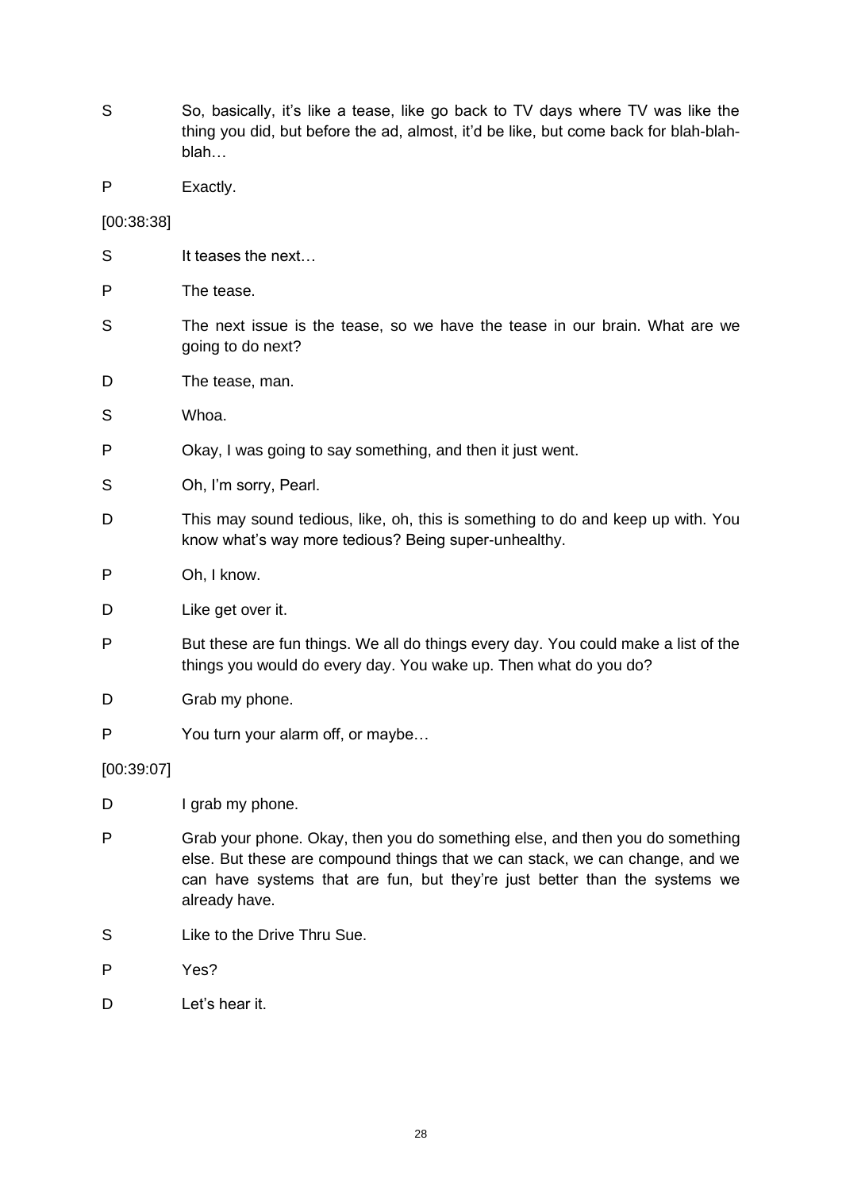S So, basically, it's like a tease, like go back to TV days where TV was like the thing you did, but before the ad, almost, it'd be like, but come back for blah-blah-blah…

P Exactly.

[00:38:38]

S It teases the next…

P The tease.

S The next issue is the tease, so we have the tease in our brain. What are we going to do next?

D The tease, man.

S Whoa.

P Okay, I was going to say something, and then it just went.

S Oh, I'm sorry, Pearl.

D This may sound tedious, like, oh, this is something to do and keep up with. You know what's way more tedious? Being super-unhealthy.

P Oh, I know.

D Like get over it.

P But these are fun things. We all do things every day. You could make a list of the things you would do every day. You wake up. Then what do you do?

D Grab my phone.

P You turn your alarm off, or maybe…

[00:39:07]

D I grab my phone.

P Grab your phone. Okay, then you do something else, and then you do something else. But these are compound things that we can stack, we can change, and we can have systems that are fun, but they're just better than the systems we already have.

S Like to the Drive Thru Sue.

P Yes?

D Let's hear it.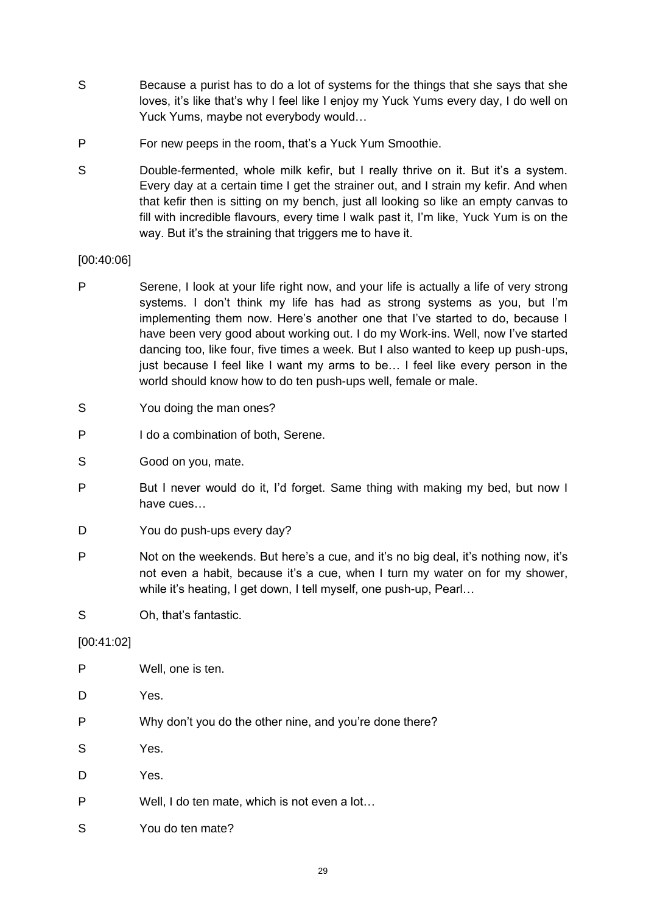S Because a purist has to do a lot of systems for the things that she says that she loves, it's like that's why I feel like I enjoy my Yuck Yums every day, I do well on Yuck Yums, maybe not everybody would…

P For new peeps in the room, that's a Yuck Yum Smoothie.

S Double-fermented, whole milk kefir, but I really thrive on it. But it's a system. Every day at a certain time I get the strainer out, and I strain my kefir. And when that kefir then is sitting on my bench, just all looking so like an empty canvas to fill with incredible flavours, every time I walk past it, I'm like, Yuck Yum is on the way. But it's the straining that triggers me to have it.

[00:40:06]

P Serene, I look at your life right now, and your life is actually a life of very strong systems. I don't think my life has had as strong systems as you, but I'm implementing them now. Here's another one that I've started to do, because I have been very good about working out. I do my Work-ins. Well, now I've started dancing too, like four, five times a week. But I also wanted to keep up push-ups, just because I feel like I want my arms to be… I feel like every person in the world should know how to do ten push-ups well, female or male.

S You doing the man ones?

P I do a combination of both, Serene.

S Good on you, mate.

P But I never would do it, I'd forget. Same thing with making my bed, but now I have cues…

D You do push-ups every day?

P Not on the weekends. But here's a cue, and it's no big deal, it's nothing now, it's not even a habit, because it's a cue, when I turn my water on for my shower, while it's heating, I get down, I tell myself, one push-up, Pearl…

S Oh, that's fantastic.

[00:41:02]

P Well, one is ten.

D Yes.

P Why don't you do the other nine, and you're done there?

S Yes.

D Yes.

P Well, I do ten mate, which is not even a lot…

S You do ten mate?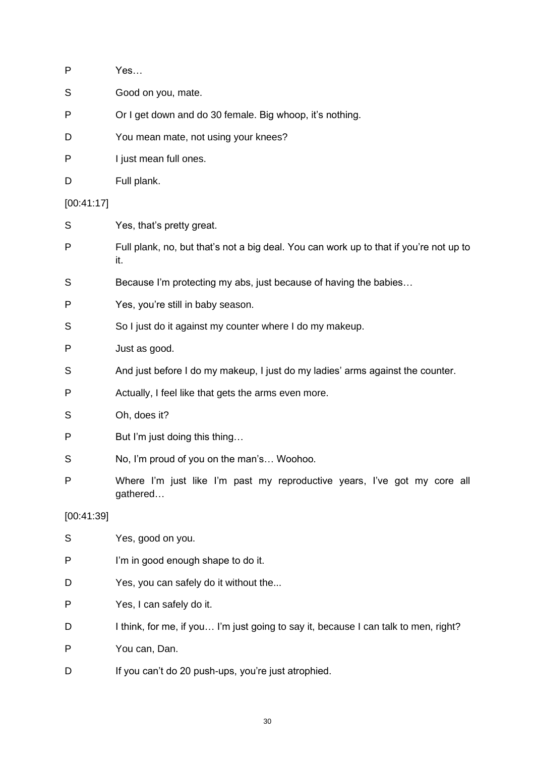P Yes…

S Good on you, mate.

P Or I get down and do 30 female. Big whoop, it's nothing.

D You mean mate, not using your knees?

P I just mean full ones.

D Full plank.

[00:41:17]

S Yes, that's pretty great.

P Full plank, no, but that's not a big deal. You can work up to that if you're not up to it.

S Because I'm protecting my abs, just because of having the babies…

P Yes, you're still in baby season.

S So I just do it against my counter where I do my makeup.

P Just as good.

S And just before I do my makeup, I just do my ladies' arms against the counter.

P Actually, I feel like that gets the arms even more.

S Oh, does it?

P But I'm just doing this thing…

S No, I'm proud of you on the man's… Woohoo.

P Where I'm just like I'm past my reproductive years, I've got my core all gathered…

[00:41:39]

S Yes, good on you.

P I'm in good enough shape to do it.

D Yes, you can safely do it without the...

P Yes, I can safely do it.

D I think, for me, if you… I'm just going to say it, because I can talk to men, right?

P You can, Dan.

D If you can't do 20 push-ups, you're just atrophied.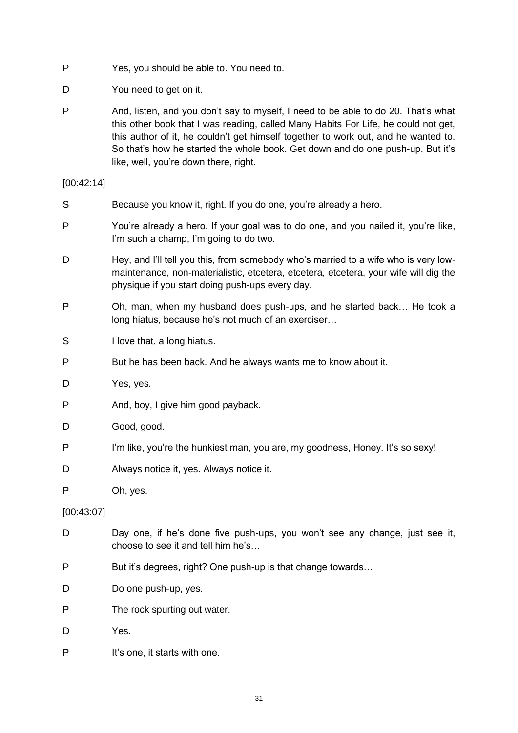P Yes, you should be able to. You need to.

D You need to get on it.

P And, listen, and you don't say to myself, I need to be able to do 20. That's what this other book that I was reading, called Many Habits For Life, he could not get, this author of it, he couldn't get himself together to work out, and he wanted to. So that's how he started the whole book. Get down and do one push-up. But it's like, well, you're down there, right.

[00:42:14]

S Because you know it, right. If you do one, you're already a hero.

P You're already a hero. If your goal was to do one, and you nailed it, you're like, I'm such a champ, I'm going to do two.

D Hey, and I'll tell you this, from somebody who's married to a wife who is very low-maintenance, non-materialistic, etcetera, etcetera, etcetera, your wife will dig the physique if you start doing push-ups every day.

P Oh, man, when my husband does push-ups, and he started back… He took a long hiatus, because he's not much of an exerciser…

S I love that, a long hiatus.

P But he has been back. And he always wants me to know about it.

D Yes, yes.

P And, boy, I give him good payback.

D Good, good.

P I'm like, you're the hunkiest man, you are, my goodness, Honey. It's so sexy!

D Always notice it, yes. Always notice it.

P Oh, yes.

[00:43:07]

D Day one, if he's done five push-ups, you won't see any change, just see it, choose to see it and tell him he's…

P But it's degrees, right? One push-up is that change towards…

D Do one push-up, yes.

P The rock spurting out water.

D Yes.

P It's one, it starts with one.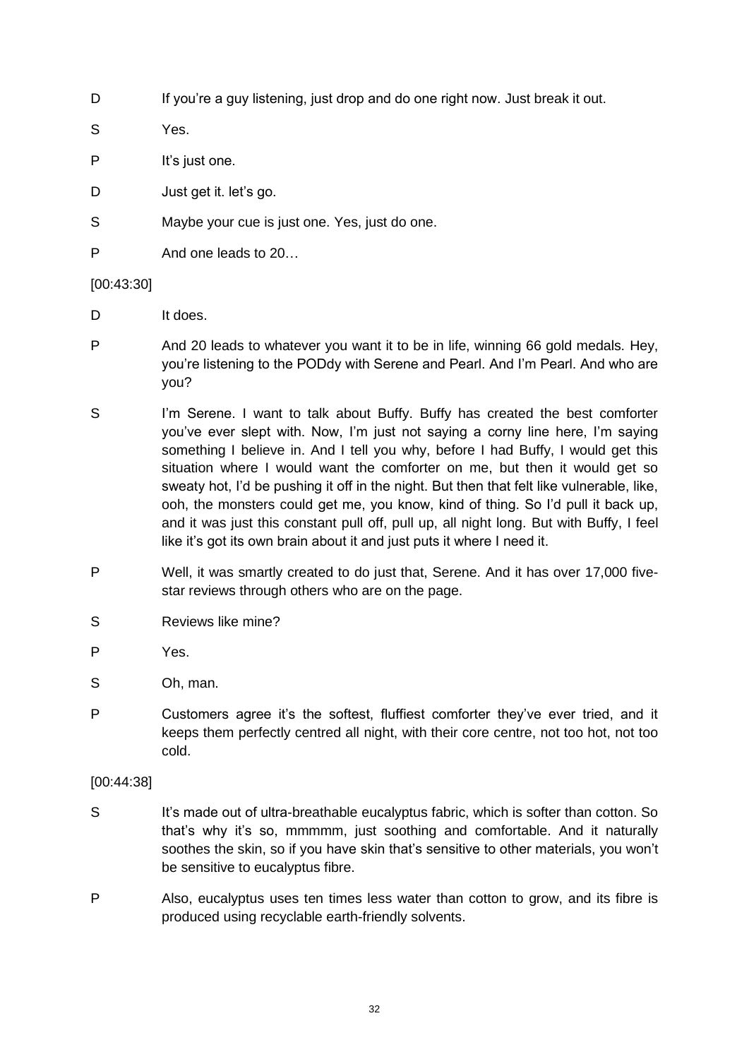D	If you're a guy listening, just drop and do one right now. Just break it out.

S	Yes.

P	It's just one.

D	Just get it. let's go.

S	Maybe your cue is just one. Yes, just do one.

P	And one leads to 20…

[00:43:30]

D	It does.

P	And 20 leads to whatever you want it to be in life, winning 66 gold medals. Hey, you're listening to the PODdy with Serene and Pearl. And I'm Pearl. And who are you?

S	I'm Serene. I want to talk about Buffy. Buffy has created the best comforter you've ever slept with. Now, I'm just not saying a corny line here, I'm saying something I believe in. And I tell you why, before I had Buffy, I would get this situation where I would want the comforter on me, but then it would get so sweaty hot, I'd be pushing it off in the night. But then that felt like vulnerable, like, ooh, the monsters could get me, you know, kind of thing. So I'd pull it back up, and it was just this constant pull off, pull up, all night long. But with Buffy, I feel like it's got its own brain about it and just puts it where I need it.

P	Well, it was smartly created to do just that, Serene. And it has over 17,000 five-star reviews through others who are on the page.

S	Reviews like mine?

P	Yes.

S	Oh, man.

P	Customers agree it's the softest, fluffiest comforter they've ever tried, and it keeps them perfectly centred all night, with their core centre, not too hot, not too cold.

[00:44:38]

S	It's made out of ultra-breathable eucalyptus fabric, which is softer than cotton. So that's why it's so, mmmmm, just soothing and comfortable. And it naturally soothes the skin, so if you have skin that's sensitive to other materials, you won't be sensitive to eucalyptus fibre.

P	Also, eucalyptus uses ten times less water than cotton to grow, and its fibre is produced using recyclable earth-friendly solvents.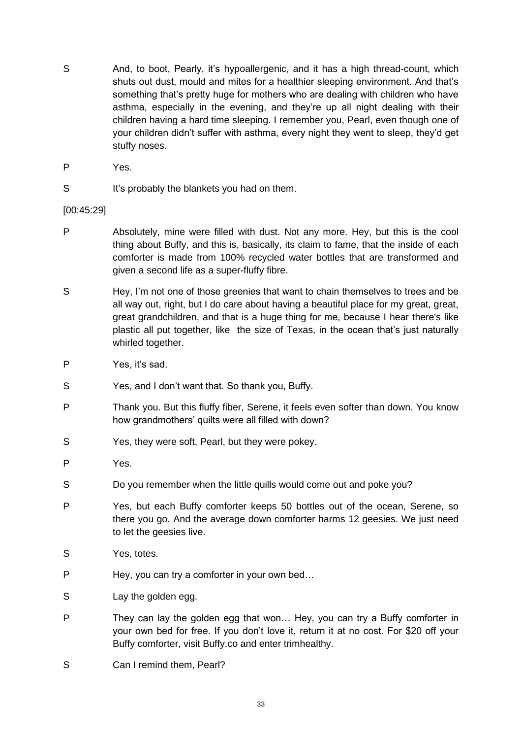S And, to boot, Pearly, it's hypoallergenic, and it has a high thread-count, which shuts out dust, mould and mites for a healthier sleeping environment. And that's something that's pretty huge for mothers who are dealing with children who have asthma, especially in the evening, and they're up all night dealing with their children having a hard time sleeping. I remember you, Pearl, even though one of your children didn't suffer with asthma, every night they went to sleep, they'd get stuffy noses.

P Yes.

S It's probably the blankets you had on them.

[00:45:29]

P Absolutely, mine were filled with dust. Not any more. Hey, but this is the cool thing about Buffy, and this is, basically, its claim to fame, that the inside of each comforter is made from 100% recycled water bottles that are transformed and given a second life as a super-fluffy fibre.

S Hey, I'm not one of those greenies that want to chain themselves to trees and be all way out, right, but I do care about having a beautiful place for my great, great, great grandchildren, and that is a huge thing for me, because I hear there's like plastic all put together, like the size of Texas, in the ocean that's just naturally whirled together.

P Yes, it's sad.

S Yes, and I don't want that. So thank you, Buffy.

P Thank you. But this fluffy fiber, Serene, it feels even softer than down. You know how grandmothers' quilts were all filled with down?

S Yes, they were soft, Pearl, but they were pokey.

P Yes.

S Do you remember when the little quills would come out and poke you?

P Yes, but each Buffy comforter keeps 50 bottles out of the ocean, Serene, so there you go. And the average down comforter harms 12 geesies. We just need to let the geesies live.

S Yes, totes.

P Hey, you can try a comforter in your own bed…

S Lay the golden egg.

P They can lay the golden egg that won… Hey, you can try a Buffy comforter in your own bed for free. If you don't love it, return it at no cost. For $20 off your Buffy comforter, visit Buffy.co and enter trimhealthy.

S Can I remind them, Pearl?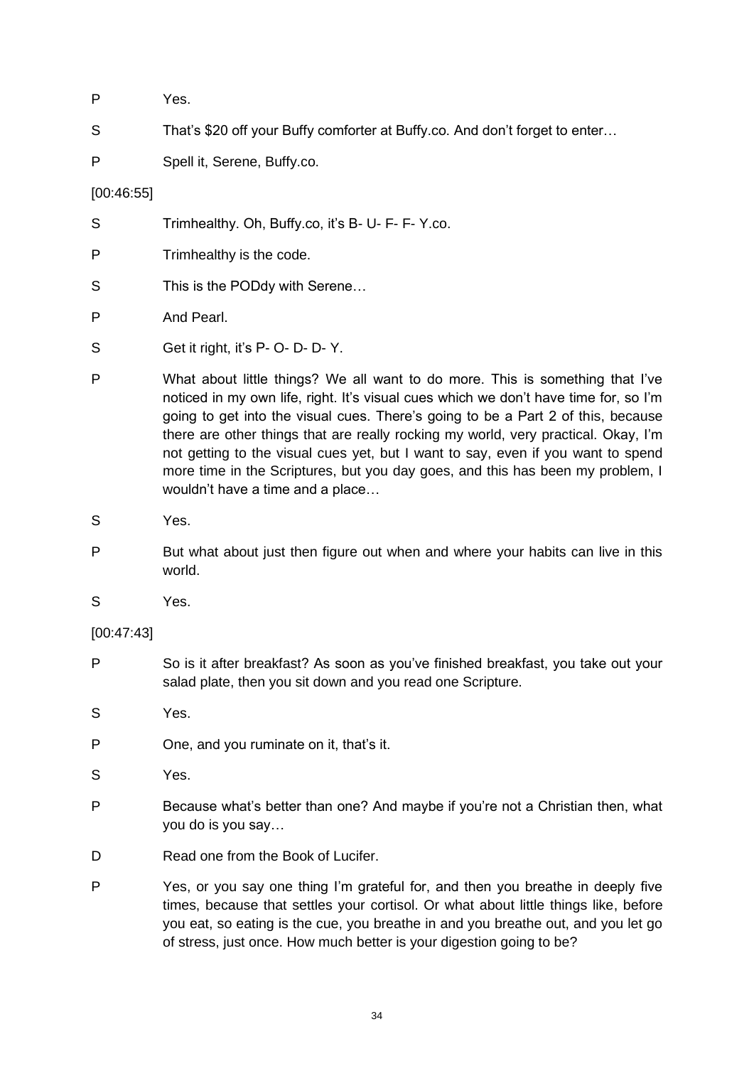P Yes.

S That's $20 off your Buffy comforter at Buffy.co. And don't forget to enter…

P Spell it, Serene, Buffy.co.

[00:46:55]

S Trimhealthy. Oh, Buffy.co, it's B- U- F- F- Y.co.

P Trimhealthy is the code.

S This is the PODdy with Serene…

P And Pearl.

S Get it right, it's P- O- D- D- Y.

P What about little things? We all want to do more. This is something that I've noticed in my own life, right. It's visual cues which we don't have time for, so I'm going to get into the visual cues. There's going to be a Part 2 of this, because there are other things that are really rocking my world, very practical. Okay, I'm not getting to the visual cues yet, but I want to say, even if you want to spend more time in the Scriptures, but you day goes, and this has been my problem, I wouldn't have a time and a place…

S Yes.

P But what about just then figure out when and where your habits can live in this world.

S Yes.

[00:47:43]

P So is it after breakfast? As soon as you've finished breakfast, you take out your salad plate, then you sit down and you read one Scripture.

S Yes.

P One, and you ruminate on it, that's it.

S Yes.

P Because what's better than one? And maybe if you're not a Christian then, what you do is you say…

D Read one from the Book of Lucifer.

P Yes, or you say one thing I'm grateful for, and then you breathe in deeply five times, because that settles your cortisol. Or what about little things like, before you eat, so eating is the cue, you breathe in and you breathe out, and you let go of stress, just once. How much better is your digestion going to be?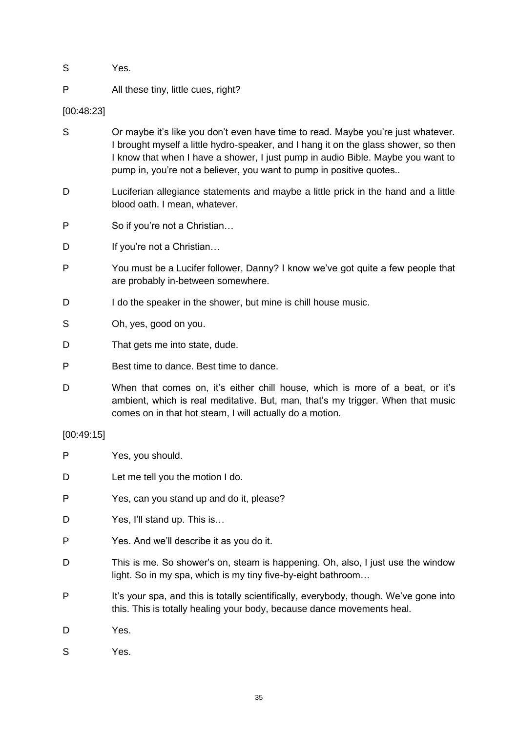S Yes.

P All these tiny, little cues, right?

[00:48:23]

S Or maybe it's like you don't even have time to read. Maybe you're just whatever. I brought myself a little hydro-speaker, and I hang it on the glass shower, so then I know that when I have a shower, I just pump in audio Bible. Maybe you want to pump in, you're not a believer, you want to pump in positive quotes..

D Luciferian allegiance statements and maybe a little prick in the hand and a little blood oath. I mean, whatever.

P So if you're not a Christian…

D If you're not a Christian…

P You must be a Lucifer follower, Danny? I know we've got quite a few people that are probably in-between somewhere.

D I do the speaker in the shower, but mine is chill house music.

S Oh, yes, good on you.

D That gets me into state, dude.

P Best time to dance. Best time to dance.

D When that comes on, it's either chill house, which is more of a beat, or it's ambient, which is real meditative. But, man, that's my trigger. When that music comes on in that hot steam, I will actually do a motion.

[00:49:15]

P Yes, you should.

D Let me tell you the motion I do.

P Yes, can you stand up and do it, please?

D Yes, I'll stand up. This is…

P Yes. And we'll describe it as you do it.

D This is me. So shower's on, steam is happening. Oh, also, I just use the window light. So in my spa, which is my tiny five-by-eight bathroom…

P It's your spa, and this is totally scientifically, everybody, though. We've gone into this. This is totally healing your body, because dance movements heal.

D Yes.

S Yes.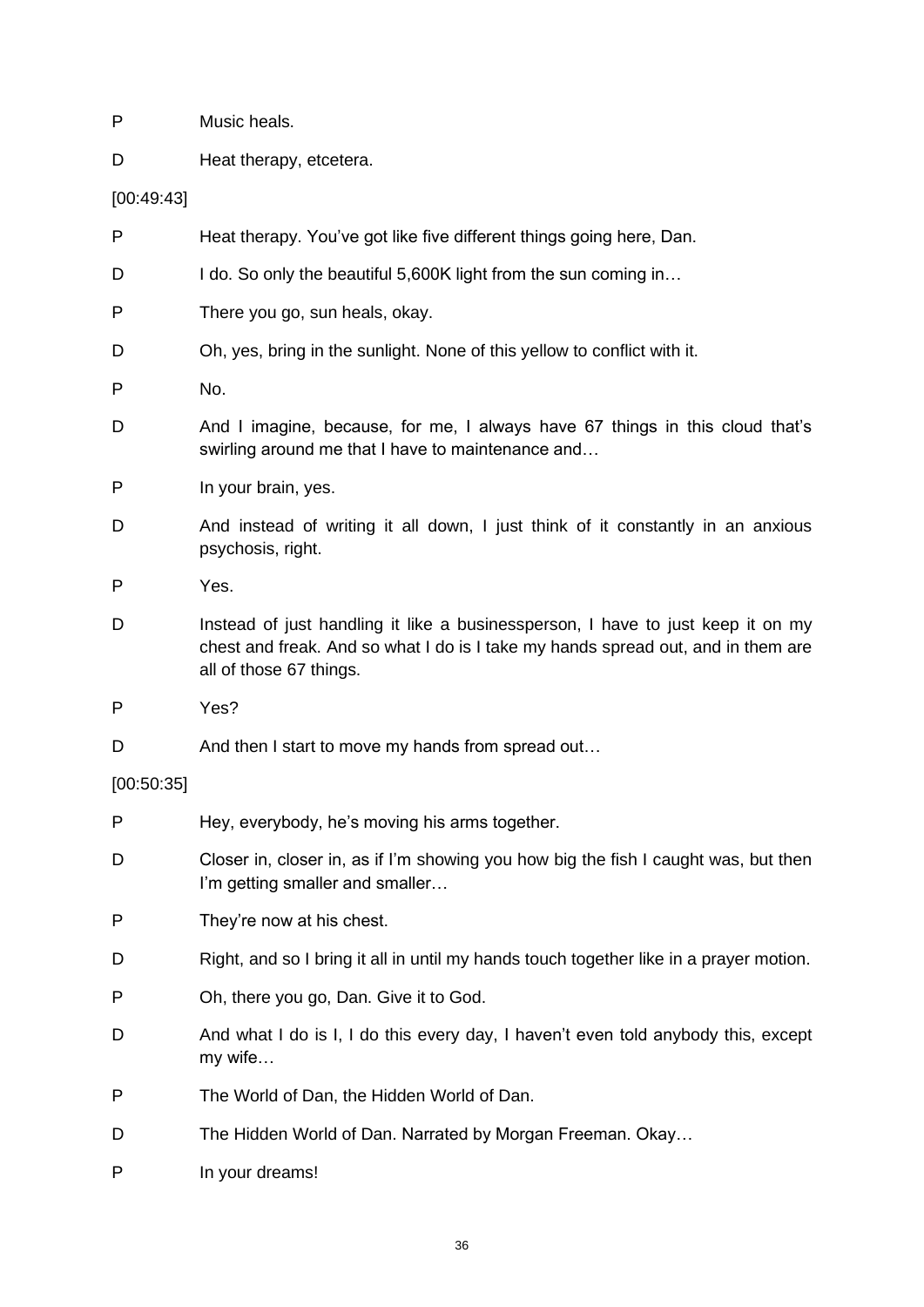P Music heals.

D Heat therapy, etcetera.

[00:49:43]

P Heat therapy. You've got like five different things going here, Dan.

D I do. So only the beautiful 5,600K light from the sun coming in…

P There you go, sun heals, okay.

D Oh, yes, bring in the sunlight. None of this yellow to conflict with it.

P No.

D And I imagine, because, for me, I always have 67 things in this cloud that's swirling around me that I have to maintenance and…

P In your brain, yes.

D And instead of writing it all down, I just think of it constantly in an anxious psychosis, right.

P Yes.

D Instead of just handling it like a businessperson, I have to just keep it on my chest and freak. And so what I do is I take my hands spread out, and in them are all of those 67 things.

P Yes?

D And then I start to move my hands from spread out…

[00:50:35]

P Hey, everybody, he's moving his arms together.

D Closer in, closer in, as if I'm showing you how big the fish I caught was, but then I'm getting smaller and smaller…

P They're now at his chest.

D Right, and so I bring it all in until my hands touch together like in a prayer motion.

P Oh, there you go, Dan. Give it to God.

D And what I do is I, I do this every day, I haven't even told anybody this, except my wife…

P The World of Dan, the Hidden World of Dan.

D The Hidden World of Dan. Narrated by Morgan Freeman. Okay…

P In your dreams!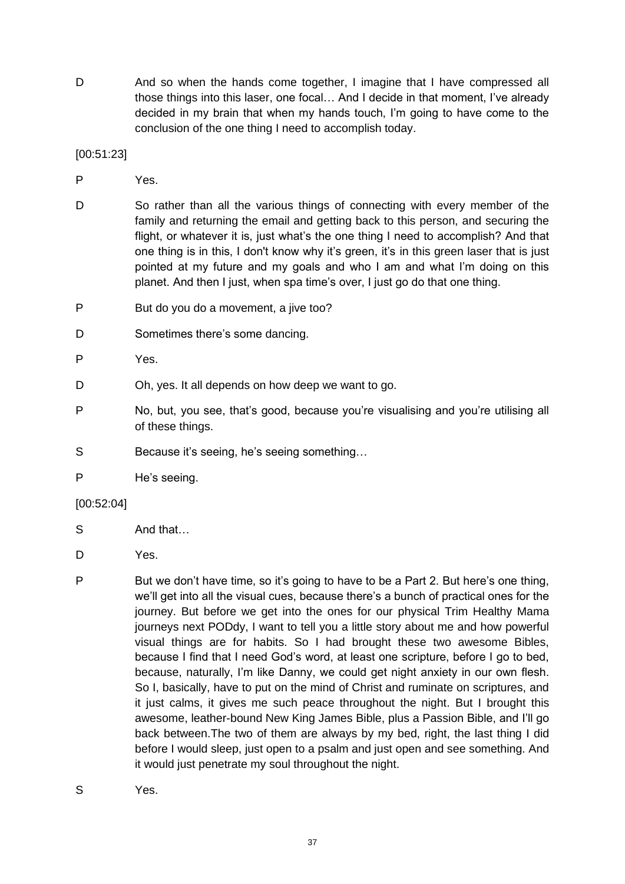D And so when the hands come together, I imagine that I have compressed all those things into this laser, one focal… And I decide in that moment, I've already decided in my brain that when my hands touch, I'm going to have come to the conclusion of the one thing I need to accomplish today.

[00:51:23]

P Yes.

D So rather than all the various things of connecting with every member of the family and returning the email and getting back to this person, and securing the flight, or whatever it is, just what's the one thing I need to accomplish? And that one thing is in this, I don't know why it's green, it's in this green laser that is just pointed at my future and my goals and who I am and what I'm doing on this planet. And then I just, when spa time's over, I just go do that one thing.

P But do you do a movement, a jive too?

D Sometimes there's some dancing.

P Yes.

D Oh, yes. It all depends on how deep we want to go.

P No, but, you see, that's good, because you're visualising and you're utilising all of these things.

S Because it's seeing, he's seeing something…

P He's seeing.

[00:52:04]

S And that…

D Yes.

P But we don't have time, so it's going to have to be a Part 2. But here's one thing, we'll get into all the visual cues, because there's a bunch of practical ones for the journey. But before we get into the ones for our physical Trim Healthy Mama journeys next PODdy, I want to tell you a little story about me and how powerful visual things are for habits. So I had brought these two awesome Bibles, because I find that I need God's word, at least one scripture, before I go to bed, because, naturally, I'm like Danny, we could get night anxiety in our own flesh. So I, basically, have to put on the mind of Christ and ruminate on scriptures, and it just calms, it gives me such peace throughout the night. But I brought this awesome, leather-bound New King James Bible, plus a Passion Bible, and I'll go back between.The two of them are always by my bed, right, the last thing I did before I would sleep, just open to a psalm and just open and see something. And it would just penetrate my soul throughout the night.

S Yes.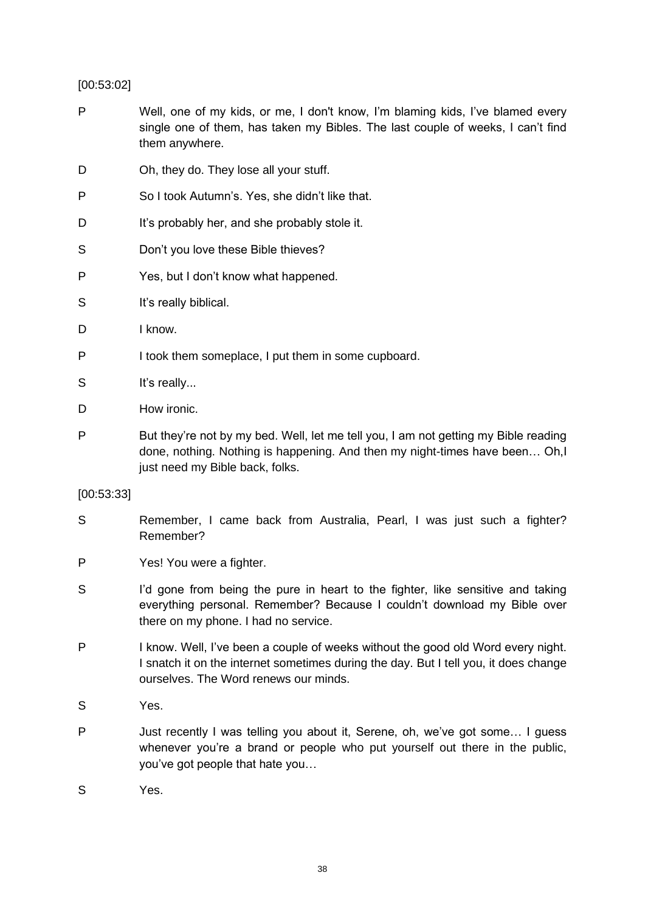[00:53:02]

P Well, one of my kids, or me, I don't know, I'm blaming kids, I've blamed every single one of them, has taken my Bibles. The last couple of weeks, I can't find them anywhere.

D Oh, they do. They lose all your stuff.

P So I took Autumn's. Yes, she didn't like that.

D It's probably her, and she probably stole it.

S Don't you love these Bible thieves?

P Yes, but I don't know what happened.

S It's really biblical.

D I know.

P I took them someplace, I put them in some cupboard.

S It's really...

D How ironic.

P But they're not by my bed. Well, let me tell you, I am not getting my Bible reading done, nothing. Nothing is happening. And then my night-times have been… Oh,I just need my Bible back, folks.

[00:53:33]

S Remember, I came back from Australia, Pearl, I was just such a fighter? Remember?

P Yes! You were a fighter.

S I'd gone from being the pure in heart to the fighter, like sensitive and taking everything personal. Remember? Because I couldn't download my Bible over there on my phone. I had no service.

P I know. Well, I've been a couple of weeks without the good old Word every night. I snatch it on the internet sometimes during the day. But I tell you, it does change ourselves. The Word renews our minds.

S Yes.

P Just recently I was telling you about it, Serene, oh, we've got some… I guess whenever you're a brand or people who put yourself out there in the public, you've got people that hate you…

S Yes.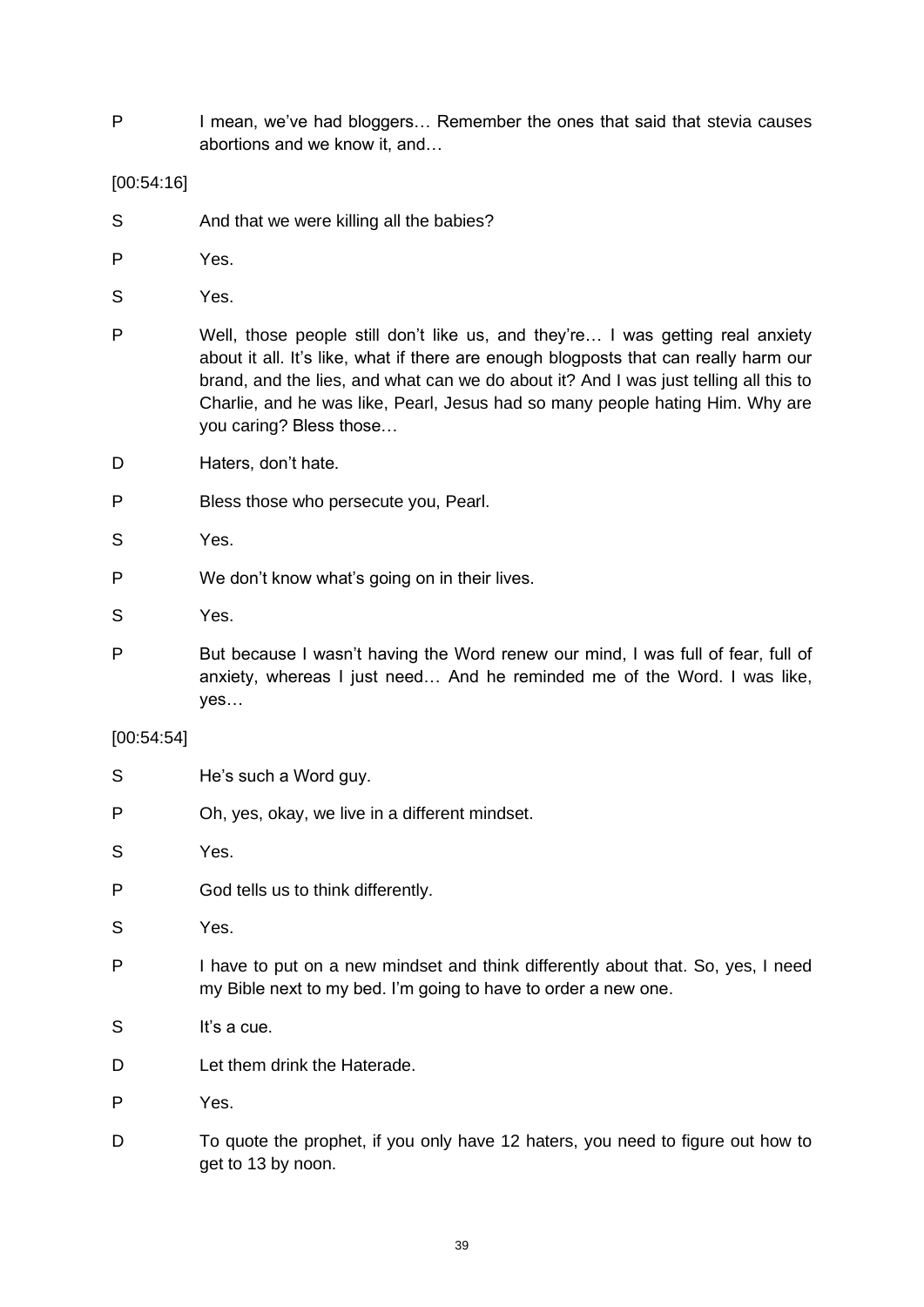P I mean, we've had bloggers… Remember the ones that said that stevia causes abortions and we know it, and…

[00:54:16]

S And that we were killing all the babies?

P Yes.

S Yes.

P Well, those people still don't like us, and they're… I was getting real anxiety about it all. It's like, what if there are enough blogposts that can really harm our brand, and the lies, and what can we do about it? And I was just telling all this to Charlie, and he was like, Pearl, Jesus had so many people hating Him. Why are you caring? Bless those…

D Haters, don't hate.

P Bless those who persecute you, Pearl.

S Yes.

P We don't know what's going on in their lives.

S Yes.

P But because I wasn't having the Word renew our mind, I was full of fear, full of anxiety, whereas I just need… And he reminded me of the Word. I was like, yes…

[00:54:54]

S He's such a Word guy.

P Oh, yes, okay, we live in a different mindset.

S Yes.

P God tells us to think differently.

S Yes.

P I have to put on a new mindset and think differently about that. So, yes, I need my Bible next to my bed. I'm going to have to order a new one.

S It's a cue.

D Let them drink the Haterade.

P Yes.

D To quote the prophet, if you only have 12 haters, you need to figure out how to get to 13 by noon.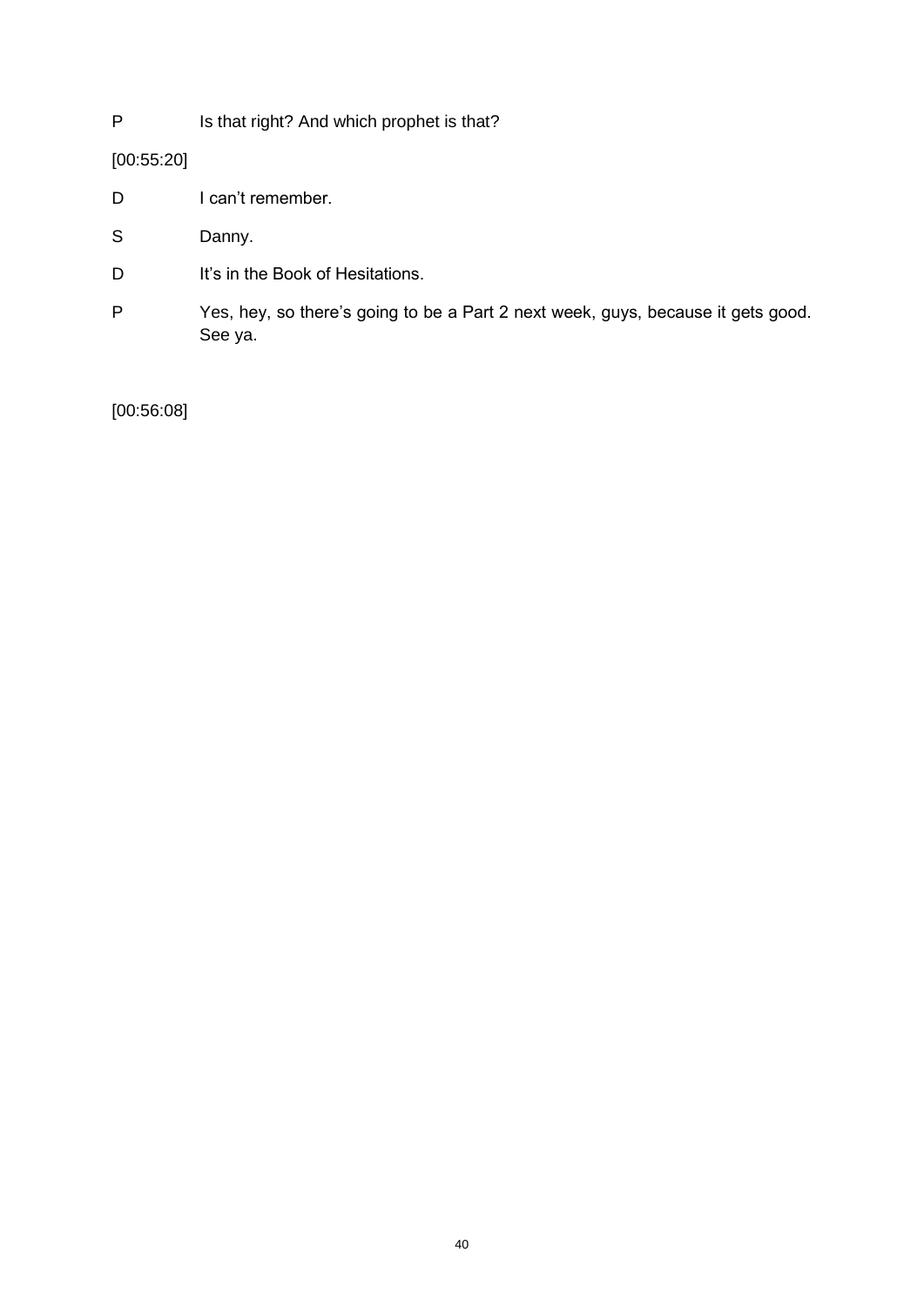P Is that right? And which prophet is that?

[00:55:20]

D I can't remember.

S Danny.

D It's in the Book of Hesitations.

P Yes, hey, so there's going to be a Part 2 next week, guys, because it gets good. See ya.

[00:56:08]